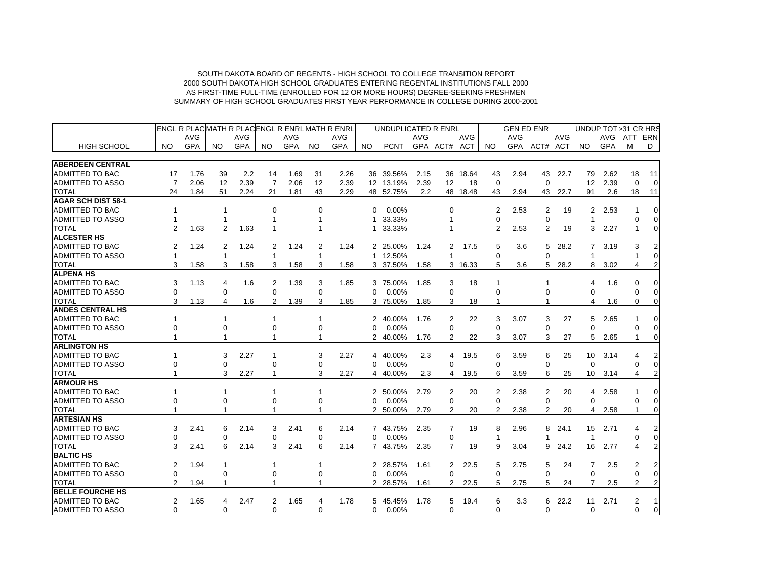SOUTH DAKOTA BOARD OF REGENTS - HIGH SCHOOL TO COLLEGE TRANSITION REPORT
2000 SOUTH DAKOTA HIGH SCHOOL GRADUATES ENTERING REGENTAL INSTITUTIONS FALL 2000
AS FIRST-TIME FULL-TIME (ENROLLED FOR 12 OR MORE HOURS) DEGREE-SEEKING FRESHMEN
SUMMARY OF HIGH SCHOOL GRADUATES FIRST YEAR PERFORMANCE IN COLLEGE DURING 2000-2001

| | ENGL R PLAC | | MATH R PLAC | | ENGL R ENRL | | MATH R ENRL | | UNDUPLICATED R ENRL | | | | | GEN ED ENR | | | | UNDUP TOT | | >31 CR HRS | |
|---|---|---|---|---|---|---|---|---|---|---|---|---|---|---|---|---|---|---|---|---|---|
| HIGH SCHOOL | NO | AVG GPA | NO | AVG GPA | NO | AVG GPA | NO | AVG GPA | NO | PCNT | AVG GPA | ACT# | AVG ACT | NO | AVG GPA | ACT# | AVG ACT | NO | AVG GPA | ATTM | ERND |
| **ABERDEEN CENTRAL** | | | | | | | | | | | | | | | | | | | | | |
| ADMITTED TO BAC | 17 | 1.76 | 39 | 2.2 | 14 | 1.69 | 31 | 2.26 | 36 | 39.56% | 2.15 | 36 | 18.64 | 43 | 2.94 | 43 | 22.7 | 79 | 2.62 | 18 | 11 |
| ADMITTED TO ASSO | 7 | 2.06 | 12 | 2.39 | 7 | 2.06 | 12 | 2.39 | 12 | 13.19% | 2.39 | 12 | 18 | 0 | | 0 | | 12 | 2.39 | 0 | 0 |
| TOTAL | 24 | 1.84 | 51 | 2.24 | 21 | 1.81 | 43 | 2.29 | 48 | 52.75% | 2.2 | 48 | 18.48 | 43 | 2.94 | 43 | 22.7 | 91 | 2.6 | 18 | 11 |
| **AGAR SCH DIST 58-1** | | | | | | | | | | | | | | | | | | | | | |
| ADMITTED TO BAC | 1 | | 1 | | 0 | | 0 | | 0 | 0.00% | | 0 | | 2 | 2.53 | 2 | 19 | 2 | 2.53 | 1 | 0 |
| ADMITTED TO ASSO | 1 | | 1 | | 1 | | 1 | | 1 | 33.33% | | 1 | | 0 | | 0 | | 1 | | 0 | 0 |
| TOTAL | 2 | 1.63 | 2 | 1.63 | 1 | | 1 | | 1 | 33.33% | | 1 | | 2 | 2.53 | 2 | 19 | 3 | 2.27 | 1 | 0 |
| **ALCESTER HS** | | | | | | | | | | | | | | | | | | | | | |
| ADMITTED TO BAC | 2 | 1.24 | 2 | 1.24 | 2 | 1.24 | 2 | 1.24 | 2 | 25.00% | 1.24 | 2 | 17.5 | 5 | 3.6 | 5 | 28.2 | 7 | 3.19 | 3 | 2 |
| ADMITTED TO ASSO | 1 | | 1 | | 1 | | 1 | | 1 | 12.50% | | 1 | | 0 | | 0 | | 1 | | 1 | 0 |
| TOTAL | 3 | 1.58 | 3 | 1.58 | 3 | 1.58 | 3 | 1.58 | 3 | 37.50% | 1.58 | 3 | 16.33 | 5 | 3.6 | 5 | 28.2 | 8 | 3.02 | 4 | 2 |
| **ALPENA HS** | | | | | | | | | | | | | | | | | | | | | |
| ADMITTED TO BAC | 3 | 1.13 | 4 | 1.6 | 2 | 1.39 | 3 | 1.85 | 3 | 75.00% | 1.85 | 3 | 18 | 1 | | 1 | | 4 | 1.6 | 0 | 0 |
| ADMITTED TO ASSO | 0 | | 0 | | 0 | | 0 | | 0 | 0.00% | | 0 | | 0 | | 0 | | 0 | | 0 | 0 |
| TOTAL | 3 | 1.13 | 4 | 1.6 | 2 | 1.39 | 3 | 1.85 | 3 | 75.00% | 1.85 | 3 | 18 | 1 | | 1 | | 4 | 1.6 | 0 | 0 |
| **ANDES CENTRAL HS** | | | | | | | | | | | | | | | | | | | | | |
| ADMITTED TO BAC | 1 | | 1 | | 1 | | 1 | | 2 | 40.00% | 1.76 | 2 | 22 | 3 | 3.07 | 3 | 27 | 5 | 2.65 | 1 | 0 |
| ADMITTED TO ASSO | 0 | | 0 | | 0 | | 0 | | 0 | 0.00% | | 0 | | 0 | | 0 | | 0 | | 0 | 0 |
| TOTAL | 1 | | 1 | | 1 | | 1 | | 2 | 40.00% | 1.76 | 2 | 22 | 3 | 3.07 | 3 | 27 | 5 | 2.65 | 1 | 0 |
| **ARLINGTON HS** | | | | | | | | | | | | | | | | | | | | | |
| ADMITTED TO BAC | 1 | | 3 | 2.27 | 1 | | 3 | 2.27 | 4 | 40.00% | 2.3 | 4 | 19.5 | 6 | 3.59 | 6 | 25 | 10 | 3.14 | 4 | 2 |
| ADMITTED TO ASSO | 0 | | 0 | | 0 | | 0 | | 0 | 0.00% | | 0 | | 0 | | 0 | | 0 | | 0 | 0 |
| TOTAL | 1 | | 3 | 2.27 | 1 | | 3 | 2.27 | 4 | 40.00% | 2.3 | 4 | 19.5 | 6 | 3.59 | 6 | 25 | 10 | 3.14 | 4 | 2 |
| **ARMOUR HS** | | | | | | | | | | | | | | | | | | | | | |
| ADMITTED TO BAC | 1 | | 1 | | 1 | | 1 | | 2 | 50.00% | 2.79 | 2 | 20 | 2 | 2.38 | 2 | 20 | 4 | 2.58 | 1 | 0 |
| ADMITTED TO ASSO | 0 | | 0 | | 0 | | 0 | | 0 | 0.00% | | 0 | | 0 | | 0 | | 0 | | 0 | 0 |
| TOTAL | 1 | | 1 | | 1 | | 1 | | 2 | 50.00% | 2.79 | 2 | 20 | 2 | 2.38 | 2 | 20 | 4 | 2.58 | 1 | 0 |
| **ARTESIAN HS** | | | | | | | | | | | | | | | | | | | | | |
| ADMITTED TO BAC | 3 | 2.41 | 6 | 2.14 | 3 | 2.41 | 6 | 2.14 | 7 | 43.75% | 2.35 | 7 | 19 | 8 | 2.96 | 8 | 24.1 | 15 | 2.71 | 4 | 2 |
| ADMITTED TO ASSO | 0 | | 0 | | 0 | | 0 | | 0 | 0.00% | | 0 | | 1 | | 1 | | 1 | | 0 | 0 |
| TOTAL | 3 | 2.41 | 6 | 2.14 | 3 | 2.41 | 6 | 2.14 | 7 | 43.75% | 2.35 | 7 | 19 | 9 | 3.04 | 9 | 24.2 | 16 | 2.77 | 4 | 2 |
| **BALTIC HS** | | | | | | | | | | | | | | | | | | | | | |
| ADMITTED TO BAC | 2 | 1.94 | 1 | | 1 | | 1 | | 2 | 28.57% | 1.61 | 2 | 22.5 | 5 | 2.75 | 5 | 24 | 7 | 2.5 | 2 | 2 |
| ADMITTED TO ASSO | 0 | | 0 | | 0 | | 0 | | 0 | 0.00% | | 0 | | 0 | | 0 | | 0 | | 0 | 0 |
| TOTAL | 2 | 1.94 | 1 | | 1 | | 1 | | 2 | 28.57% | 1.61 | 2 | 22.5 | 5 | 2.75 | 5 | 24 | 7 | 2.5 | 2 | 2 |
| **BELLE FOURCHE HS** | | | | | | | | | | | | | | | | | | | | | |
| ADMITTED TO BAC | 2 | 1.65 | 4 | 2.47 | 2 | 1.65 | 4 | 1.78 | 5 | 45.45% | 1.78 | 5 | 19.4 | 6 | 3.3 | 6 | 22.2 | 11 | 2.71 | 2 | 1 |
| ADMITTED TO ASSO | 0 | | 0 | | 0 | | 0 | | 0 | 0.00% | | 0 | | 0 | | 0 | | 0 | | 0 | 0 |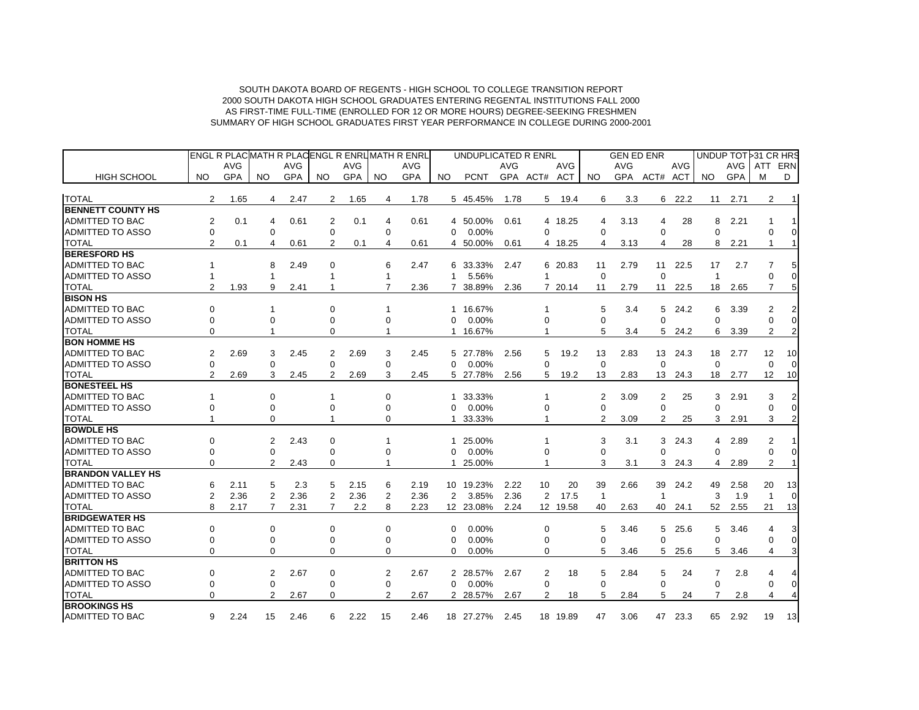SOUTH DAKOTA BOARD OF REGENTS - HIGH SCHOOL TO COLLEGE TRANSITION REPORT
2000 SOUTH DAKOTA HIGH SCHOOL GRADUATES ENTERING REGENTAL INSTITUTIONS FALL 2000
AS FIRST-TIME FULL-TIME (ENROLLED FOR 12 OR MORE HOURS) DEGREE-SEEKING FRESHMEN
SUMMARY OF HIGH SCHOOL GRADUATES FIRST YEAR PERFORMANCE IN COLLEGE DURING 2000-2001

| | ENGL R PLAC | | MATH R PLAC | | ENGL R ENRL | | MATH R ENRL | | UNDUPLICATED R ENRL | | | | | GEN ED ENR | | | | UNDUP TOT | | >31 CR HRS | |
|---|---|---|---|---|---|---|---|---|---|---|---|---|---|---|---|---|---|---|---|---|---|
| | | AVG | | AVG | | AVG | | AVG | | | AVG | | AVG | | AVG | | AVG | | AVG | ATT | ERN |
| HIGH SCHOOL | NO | GPA | NO | GPA | NO | GPA | NO | GPA | NO | PCNT | GPA | ACT# | ACT | NO | GPA | ACT# | ACT | NO | GPA | M | D |
| TOTAL | 2 | 1.65 | 4 | 2.47 | 2 | 1.65 | 4 | 1.78 | 5 | 45.45% | 1.78 | 5 | 19.4 | 6 | 3.3 | 6 | 22.2 | 11 | 2.71 | 2 | 1 |
| **BENNETT COUNTY HS** | | | | | | | | | | | | | | | | | | | | | |
| ADMITTED TO BAC | 2 | 0.1 | 4 | 0.61 | 2 | 0.1 | 4 | 0.61 | 4 | 50.00% | 0.61 | 4 | 18.25 | 4 | 3.13 | 4 | 28 | 8 | 2.21 | 1 | 1 |
| ADMITTED TO ASSO | 0 | | 0 | | 0 | | 0 | | 0 | 0.00% | | 0 | | 0 | | 0 | | 0 | | 0 | 0 |
| TOTAL | 2 | 0.1 | 4 | 0.61 | 2 | 0.1 | 4 | 0.61 | 4 | 50.00% | 0.61 | 4 | 18.25 | 4 | 3.13 | 4 | 28 | 8 | 2.21 | 1 | 1 |
| **BERESFORD HS** | | | | | | | | | | | | | | | | | | | | | |
| ADMITTED TO BAC | 1 | | 8 | 2.49 | 0 | | 6 | 2.47 | 6 | 33.33% | 2.47 | 6 | 20.83 | 11 | 2.79 | 11 | 22.5 | 17 | 2.7 | 7 | 5 |
| ADMITTED TO ASSO | 1 | | 1 | | 1 | | 1 | | 1 | 5.56% | | 1 | | 0 | | 0 | | 1 | | 0 | 0 |
| TOTAL | 2 | 1.93 | 9 | 2.41 | 1 | | 7 | 2.36 | 7 | 38.89% | 2.36 | 7 | 20.14 | 11 | 2.79 | 11 | 22.5 | 18 | 2.65 | 7 | 5 |
| **BISON HS** | | | | | | | | | | | | | | | | | | | | | |
| ADMITTED TO BAC | 0 | | 1 | | 0 | | 1 | | 1 | 16.67% | | 1 | | 5 | 3.4 | 5 | 24.2 | 6 | 3.39 | 2 | 2 |
| ADMITTED TO ASSO | 0 | | 0 | | 0 | | 0 | | 0 | 0.00% | | 0 | | 0 | | 0 | | 0 | | 0 | 0 |
| TOTAL | 0 | | 1 | | 0 | | 1 | | 1 | 16.67% | | 1 | | 5 | 3.4 | 5 | 24.2 | 6 | 3.39 | 2 | 2 |
| **BON HOMME HS** | | | | | | | | | | | | | | | | | | | | | |
| ADMITTED TO BAC | 2 | 2.69 | 3 | 2.45 | 2 | 2.69 | 3 | 2.45 | 5 | 27.78% | 2.56 | 5 | 19.2 | 13 | 2.83 | 13 | 24.3 | 18 | 2.77 | 12 | 10 |
| ADMITTED TO ASSO | 0 | | 0 | | 0 | | 0 | | 0 | 0.00% | | 0 | | 0 | | 0 | | 0 | | 0 | 0 |
| TOTAL | 2 | 2.69 | 3 | 2.45 | 2 | 2.69 | 3 | 2.45 | 5 | 27.78% | 2.56 | 5 | 19.2 | 13 | 2.83 | 13 | 24.3 | 18 | 2.77 | 12 | 10 |
| **BONESTEEL HS** | | | | | | | | | | | | | | | | | | | | | |
| ADMITTED TO BAC | 1 | | 0 | | 1 | | 0 | | 1 | 33.33% | | 1 | | 2 | 3.09 | 2 | 25 | 3 | 2.91 | 3 | 2 |
| ADMITTED TO ASSO | 0 | | 0 | | 0 | | 0 | | 0 | 0.00% | | 0 | | 0 | | 0 | | 0 | | 0 | 0 |
| TOTAL | 1 | | 0 | | 1 | | 0 | | 1 | 33.33% | | 1 | | 2 | 3.09 | 2 | 25 | 3 | 2.91 | 3 | 2 |
| **BOWDLE HS** | | | | | | | | | | | | | | | | | | | | | |
| ADMITTED TO BAC | 0 | | 2 | 2.43 | 0 | | 1 | | 1 | 25.00% | | 1 | | 3 | 3.1 | 3 | 24.3 | 4 | 2.89 | 2 | 1 |
| ADMITTED TO ASSO | 0 | | 0 | | 0 | | 0 | | 0 | 0.00% | | 0 | | 0 | | 0 | | 0 | | 0 | 0 |
| TOTAL | 0 | | 2 | 2.43 | 0 | | 1 | | 1 | 25.00% | | 1 | | 3 | 3.1 | 3 | 24.3 | 4 | 2.89 | 2 | 1 |
| **BRANDON VALLEY HS** | | | | | | | | | | | | | | | | | | | | | |
| ADMITTED TO BAC | 6 | 2.11 | 5 | 2.3 | 5 | 2.15 | 6 | 2.19 | 10 | 19.23% | 2.22 | 10 | 20 | 39 | 2.66 | 39 | 24.2 | 49 | 2.58 | 20 | 13 |
| ADMITTED TO ASSO | 2 | 2.36 | 2 | 2.36 | 2 | 2.36 | 2 | 2.36 | 2 | 3.85% | 2.36 | 2 | 17.5 | 1 | | 1 | | 3 | 1.9 | 1 | 0 |
| TOTAL | 8 | 2.17 | 7 | 2.31 | 7 | 2.2 | 8 | 2.23 | 12 | 23.08% | 2.24 | 12 | 19.58 | 40 | 2.63 | 40 | 24.1 | 52 | 2.55 | 21 | 13 |
| **BRIDGEWATER HS** | | | | | | | | | | | | | | | | | | | | | |
| ADMITTED TO BAC | 0 | | 0 | | 0 | | 0 | | 0 | 0.00% | | 0 | | 5 | 3.46 | 5 | 25.6 | 5 | 3.46 | 4 | 3 |
| ADMITTED TO ASSO | 0 | | 0 | | 0 | | 0 | | 0 | 0.00% | | 0 | | 0 | | 0 | | 0 | | 0 | 0 |
| TOTAL | 0 | | 0 | | 0 | | 0 | | 0 | 0.00% | | 0 | | 5 | 3.46 | 5 | 25.6 | 5 | 3.46 | 4 | 3 |
| **BRITTON HS** | | | | | | | | | | | | | | | | | | | | | |
| ADMITTED TO BAC | 0 | | 2 | 2.67 | 0 | | 2 | 2.67 | 2 | 28.57% | 2.67 | 2 | 18 | 5 | 2.84 | 5 | 24 | 7 | 2.8 | 4 | 4 |
| ADMITTED TO ASSO | 0 | | 0 | | 0 | | 0 | | 0 | 0.00% | | 0 | | 0 | | 0 | | 0 | | 0 | 0 |
| TOTAL | 0 | | 2 | 2.67 | 0 | | 2 | 2.67 | 2 | 28.57% | 2.67 | 2 | 18 | 5 | 2.84 | 5 | 24 | 7 | 2.8 | 4 | 4 |
| **BROOKINGS HS** | | | | | | | | | | | | | | | | | | | | | |
| ADMITTED TO BAC | 9 | 2.24 | 15 | 2.46 | 6 | 2.22 | 15 | 2.46 | 18 | 27.27% | 2.45 | 18 | 19.89 | 47 | 3.06 | 47 | 23.3 | 65 | 2.92 | 19 | 13 |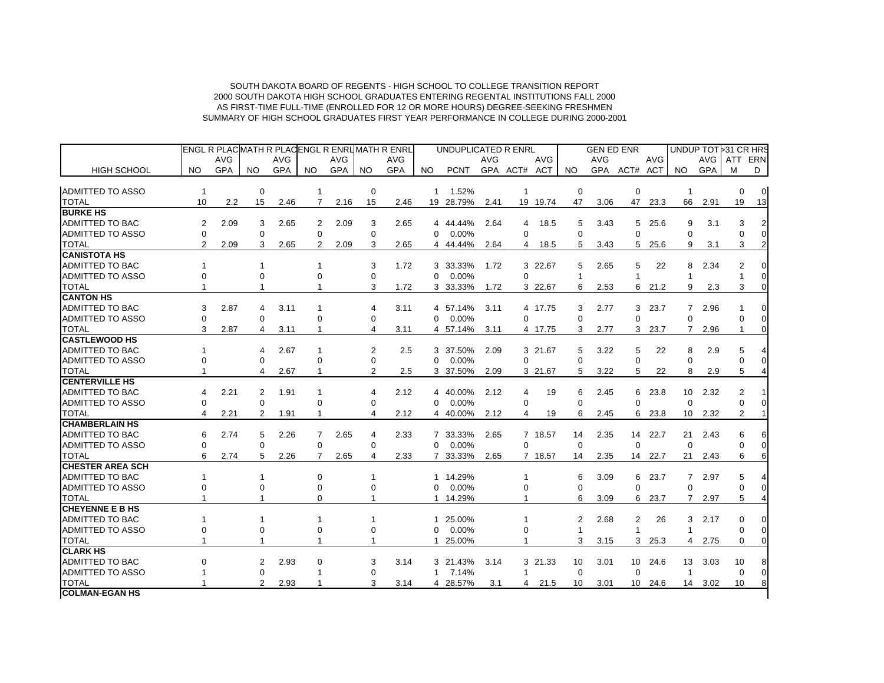SOUTH DAKOTA BOARD OF REGENTS - HIGH SCHOOL TO COLLEGE TRANSITION REPORT
2000 SOUTH DAKOTA HIGH SCHOOL GRADUATES ENTERING REGENTAL INSTITUTIONS FALL 2000
AS FIRST-TIME FULL-TIME (ENROLLED FOR 12 OR MORE HOURS) DEGREE-SEEKING FRESHMEN
SUMMARY OF HIGH SCHOOL GRADUATES FIRST YEAR PERFORMANCE IN COLLEGE DURING 2000-2001

| | ENGL R PLAC | | MATH R PLAC | | ENGL R ENRL | | MATH R ENRL | | UNDUPLICATED R ENRL | | | | | GEN ED ENR | | | | UNDUP TOT | | >31 CR HRS | |
|---|---|---|---|---|---|---|---|---|---|---|---|---|---|---|---|---|---|---|---|---|---|
| | | AVG | | AVG | | AVG | | AVG | | | AVG | | AVG | | AVG | | AVG | | AVG | ATT | ERN |
| HIGH SCHOOL | NO | GPA | NO | GPA | NO | GPA | NO | GPA | NO | PCNT | GPA | ACT# | ACT | NO | GPA | ACT# | ACT | NO | GPA | M | D |
| ADMITTED TO ASSO | 1 | | 0 | | 1 | | 0 | | 1 | 1.52% | | 1 | | 0 | | 0 | | 1 | | 0 | 0 |
| TOTAL | 10 | 2.2 | 15 | 2.46 | 7 | 2.16 | 15 | 2.46 | 19 | 28.79% | 2.41 | 19 | 19.74 | 47 | 3.06 | 47 | 23.3 | 66 | 2.91 | 19 | 13 |
| **BURKE HS** | | | | | | | | | | | | | | | | | | | | | |
| ADMITTED TO BAC | 2 | 2.09 | 3 | 2.65 | 2 | 2.09 | 3 | 2.65 | 4 | 44.44% | 2.64 | 4 | 18.5 | 5 | 3.43 | 5 | 25.6 | 9 | 3.1 | 3 | 2 |
| ADMITTED TO ASSO | 0 | | 0 | | 0 | | 0 | | 0 | 0.00% | | 0 | | 0 | | 0 | | 0 | | 0 | 0 |
| TOTAL | 2 | 2.09 | 3 | 2.65 | 2 | 2.09 | 3 | 2.65 | 4 | 44.44% | 2.64 | 4 | 18.5 | 5 | 3.43 | 5 | 25.6 | 9 | 3.1 | 3 | 2 |
| **CANISTOTA HS** | | | | | | | | | | | | | | | | | | | | | |
| ADMITTED TO BAC | 1 | | 1 | | 1 | | 3 | 1.72 | 3 | 33.33% | 1.72 | 3 | 22.67 | 5 | 2.65 | 5 | 22 | 8 | 2.34 | 2 | 0 |
| ADMITTED TO ASSO | 0 | | 0 | | 0 | | 0 | | 0 | 0.00% | | 0 | | 1 | | 1 | | 1 | | 1 | 0 |
| TOTAL | 1 | | 1 | | 1 | | 3 | 1.72 | 3 | 33.33% | 1.72 | 3 | 22.67 | 6 | 2.53 | 6 | 21.2 | 9 | 2.3 | 3 | 0 |
| **CANTON HS** | | | | | | | | | | | | | | | | | | | | | |
| ADMITTED TO BAC | 3 | 2.87 | 4 | 3.11 | 1 | | 4 | 3.11 | 4 | 57.14% | 3.11 | 4 | 17.75 | 3 | 2.77 | 3 | 23.7 | 7 | 2.96 | 1 | 0 |
| ADMITTED TO ASSO | 0 | | 0 | | 0 | | 0 | | 0 | 0.00% | | 0 | | 0 | | 0 | | 0 | | 0 | 0 |
| TOTAL | 3 | 2.87 | 4 | 3.11 | 1 | | 4 | 3.11 | 4 | 57.14% | 3.11 | 4 | 17.75 | 3 | 2.77 | 3 | 23.7 | 7 | 2.96 | 1 | 0 |
| **CASTLEWOOD HS** | | | | | | | | | | | | | | | | | | | | | |
| ADMITTED TO BAC | 1 | | 4 | 2.67 | 1 | | 2 | 2.5 | 3 | 37.50% | 2.09 | 3 | 21.67 | 5 | 3.22 | 5 | 22 | 8 | 2.9 | 5 | 4 |
| ADMITTED TO ASSO | 0 | | 0 | | 0 | | 0 | | 0 | 0.00% | | 0 | | 0 | | 0 | | 0 | | 0 | 0 |
| TOTAL | 1 | | 4 | 2.67 | 1 | | 2 | 2.5 | 3 | 37.50% | 2.09 | 3 | 21.67 | 5 | 3.22 | 5 | 22 | 8 | 2.9 | 5 | 4 |
| **CENTERVILLE HS** | | | | | | | | | | | | | | | | | | | | | |
| ADMITTED TO BAC | 4 | 2.21 | 2 | 1.91 | 1 | | 4 | 2.12 | 4 | 40.00% | 2.12 | 4 | 19 | 6 | 2.45 | 6 | 23.8 | 10 | 2.32 | 2 | 1 |
| ADMITTED TO ASSO | 0 | | 0 | | 0 | | 0 | | 0 | 0.00% | | 0 | | 0 | | 0 | | 0 | | 0 | 0 |
| TOTAL | 4 | 2.21 | 2 | 1.91 | 1 | | 4 | 2.12 | 4 | 40.00% | 2.12 | 4 | 19 | 6 | 2.45 | 6 | 23.8 | 10 | 2.32 | 2 | 1 |
| **CHAMBERLAIN HS** | | | | | | | | | | | | | | | | | | | | | |
| ADMITTED TO BAC | 6 | 2.74 | 5 | 2.26 | 7 | 2.65 | 4 | 2.33 | 7 | 33.33% | 2.65 | 7 | 18.57 | 14 | 2.35 | 14 | 22.7 | 21 | 2.43 | 6 | 6 |
| ADMITTED TO ASSO | 0 | | 0 | | 0 | | 0 | | 0 | 0.00% | | 0 | | 0 | | 0 | | 0 | | 0 | 0 |
| TOTAL | 6 | 2.74 | 5 | 2.26 | 7 | 2.65 | 4 | 2.33 | 7 | 33.33% | 2.65 | 7 | 18.57 | 14 | 2.35 | 14 | 22.7 | 21 | 2.43 | 6 | 6 |
| **CHESTER AREA SCH** | | | | | | | | | | | | | | | | | | | | | |
| ADMITTED TO BAC | 1 | | 1 | | 0 | | 1 | | 1 | 14.29% | | 1 | | 6 | 3.09 | 6 | 23.7 | 7 | 2.97 | 5 | 4 |
| ADMITTED TO ASSO | 0 | | 0 | | 0 | | 0 | | 0 | 0.00% | | 0 | | 0 | | 0 | | 0 | | 0 | 0 |
| TOTAL | 1 | | 1 | | 0 | | 1 | | 1 | 14.29% | | 1 | | 6 | 3.09 | 6 | 23.7 | 7 | 2.97 | 5 | 4 |
| **CHEYENNE E B HS** | | | | | | | | | | | | | | | | | | | | | |
| ADMITTED TO BAC | 1 | | 1 | | 1 | | 1 | | 1 | 25.00% | | 1 | | 2 | 2.68 | 2 | 26 | 3 | 2.17 | 0 | 0 |
| ADMITTED TO ASSO | 0 | | 0 | | 0 | | 0 | | 0 | 0.00% | | 0 | | 1 | | 1 | | 1 | | 0 | 0 |
| TOTAL | 1 | | 1 | | 1 | | 1 | | 1 | 25.00% | | 1 | | 3 | 3.15 | 3 | 25.3 | 4 | 2.75 | 0 | 0 |
| **CLARK HS** | | | | | | | | | | | | | | | | | | | | | |
| ADMITTED TO BAC | 0 | | 2 | 2.93 | 0 | | 3 | 3.14 | 3 | 21.43% | 3.14 | 3 | 21.33 | 10 | 3.01 | 10 | 24.6 | 13 | 3.03 | 10 | 8 |
| ADMITTED TO ASSO | 1 | | 0 | | 1 | | 0 | | 1 | 7.14% | | 1 | | 0 | | 0 | | 1 | | 0 | 0 |
| TOTAL | 1 | | 2 | 2.93 | 1 | | 3 | 3.14 | 4 | 28.57% | 3.1 | 4 | 21.5 | 10 | 3.01 | 10 | 24.6 | 14 | 3.02 | 10 | 8 |
| **COLMAN-EGAN HS** | | | | | | | | | | | | | | | | | | | | | |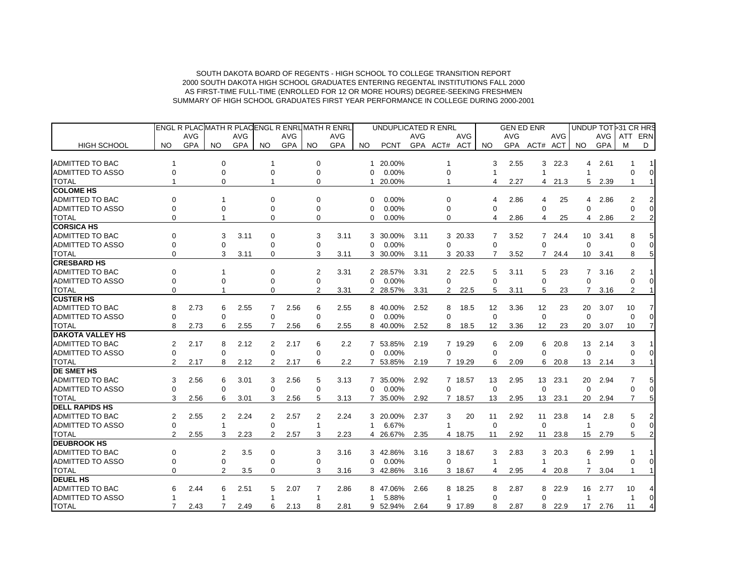SOUTH DAKOTA BOARD OF REGENTS - HIGH SCHOOL TO COLLEGE TRANSITION REPORT
2000 SOUTH DAKOTA HIGH SCHOOL GRADUATES ENTERING REGENTAL INSTITUTIONS FALL 2000
AS FIRST-TIME FULL-TIME (ENROLLED FOR 12 OR MORE HOURS) DEGREE-SEEKING FRESHMEN
SUMMARY OF HIGH SCHOOL GRADUATES FIRST YEAR PERFORMANCE IN COLLEGE DURING 2000-2001

| | ENGL R PLAC | | MATH R PLAC | | ENGL R ENRL | | MATH R ENRL | | UNDUPLICATED R ENRL | | | | | GEN ED ENR | | | | UNDUP TOT | | >31 CR HRS | |
|---|---|---|---|---|---|---|---|---|---|---|---|---|---|---|---|---|---|---|---|---|---|
| | | AVG | | AVG | | AVG | | AVG | | | AVG | | AVG | | AVG | | AVG | | AVG | ATT | ERN |
| HIGH SCHOOL | NO | GPA | NO | GPA | NO | GPA | NO | GPA | NO | PCNT | GPA | ACT# | ACT | NO | GPA | ACT# | ACT | NO | GPA | M | D |
| ADMITTED TO BAC | 1 | | 0 | | 1 | | 0 | | 1 | 20.00% | | 1 | | 3 | 2.55 | 3 | 22.3 | 4 | 2.61 | 1 | 1 |
| ADMITTED TO ASSO | 0 | | 0 | | 0 | | 0 | | 0 | 0.00% | | 0 | | 1 | | 1 | | 1 | | 0 | 0 |
| TOTAL | 1 | | 0 | | 1 | | 0 | | 1 | 20.00% | | 1 | | 4 | 2.27 | 4 | 21.3 | 5 | 2.39 | 1 | 1 |
| **COLOME HS** | | | | | | | | | | | | | | | | | | | | | |
| ADMITTED TO BAC | 0 | | 1 | | 0 | | 0 | | 0 | 0.00% | | 0 | | 4 | 2.86 | 4 | 25 | 4 | 2.86 | 2 | 2 |
| ADMITTED TO ASSO | 0 | | 0 | | 0 | | 0 | | 0 | 0.00% | | 0 | | 0 | | 0 | | 0 | | 0 | 0 |
| TOTAL | 0 | | 1 | | 0 | | 0 | | 0 | 0.00% | | 0 | | 4 | 2.86 | 4 | 25 | 4 | 2.86 | 2 | 2 |
| **CORSICA HS** | | | | | | | | | | | | | | | | | | | | | |
| ADMITTED TO BAC | 0 | | 3 | 3.11 | 0 | | 3 | 3.11 | 3 | 30.00% | 3.11 | 3 | 20.33 | 7 | 3.52 | 7 | 24.4 | 10 | 3.41 | 8 | 5 |
| ADMITTED TO ASSO | 0 | | 0 | | 0 | | 0 | | 0 | 0.00% | | 0 | | 0 | | 0 | | 0 | | 0 | 0 |
| TOTAL | 0 | | 3 | 3.11 | 0 | | 3 | 3.11 | 3 | 30.00% | 3.11 | 3 | 20.33 | 7 | 3.52 | 7 | 24.4 | 10 | 3.41 | 8 | 5 |
| **CRESBARD HS** | | | | | | | | | | | | | | | | | | | | | |
| ADMITTED TO BAC | 0 | | 1 | | 0 | | 2 | 3.31 | 2 | 28.57% | 3.31 | 2 | 22.5 | 5 | 3.11 | 5 | 23 | 7 | 3.16 | 2 | 1 |
| ADMITTED TO ASSO | 0 | | 0 | | 0 | | 0 | | 0 | 0.00% | | 0 | | 0 | | 0 | | 0 | | 0 | 0 |
| TOTAL | 0 | | 1 | | 0 | | 2 | 3.31 | 2 | 28.57% | 3.31 | 2 | 22.5 | 5 | 3.11 | 5 | 23 | 7 | 3.16 | 2 | 1 |
| **CUSTER HS** | | | | | | | | | | | | | | | | | | | | | |
| ADMITTED TO BAC | 8 | 2.73 | 6 | 2.55 | 7 | 2.56 | 6 | 2.55 | 8 | 40.00% | 2.52 | 8 | 18.5 | 12 | 3.36 | 12 | 23 | 20 | 3.07 | 10 | 7 |
| ADMITTED TO ASSO | 0 | | 0 | | 0 | | 0 | | 0 | 0.00% | | 0 | | 0 | | 0 | | 0 | | 0 | 0 |
| TOTAL | 8 | 2.73 | 6 | 2.55 | 7 | 2.56 | 6 | 2.55 | 8 | 40.00% | 2.52 | 8 | 18.5 | 12 | 3.36 | 12 | 23 | 20 | 3.07 | 10 | 7 |
| **DAKOTA VALLEY HS** | | | | | | | | | | | | | | | | | | | | | |
| ADMITTED TO BAC | 2 | 2.17 | 8 | 2.12 | 2 | 2.17 | 6 | 2.2 | 7 | 53.85% | 2.19 | 7 | 19.29 | 6 | 2.09 | 6 | 20.8 | 13 | 2.14 | 3 | 1 |
| ADMITTED TO ASSO | 0 | | 0 | | 0 | | 0 | | 0 | 0.00% | | 0 | | 0 | | 0 | | 0 | | 0 | 0 |
| TOTAL | 2 | 2.17 | 8 | 2.12 | 2 | 2.17 | 6 | 2.2 | 7 | 53.85% | 2.19 | 7 | 19.29 | 6 | 2.09 | 6 | 20.8 | 13 | 2.14 | 3 | 1 |
| **DE SMET HS** | | | | | | | | | | | | | | | | | | | | | |
| ADMITTED TO BAC | 3 | 2.56 | 6 | 3.01 | 3 | 2.56 | 5 | 3.13 | 7 | 35.00% | 2.92 | 7 | 18.57 | 13 | 2.95 | 13 | 23.1 | 20 | 2.94 | 7 | 5 |
| ADMITTED TO ASSO | 0 | | 0 | | 0 | | 0 | | 0 | 0.00% | | 0 | | 0 | | 0 | | 0 | | 0 | 0 |
| TOTAL | 3 | 2.56 | 6 | 3.01 | 3 | 2.56 | 5 | 3.13 | 7 | 35.00% | 2.92 | 7 | 18.57 | 13 | 2.95 | 13 | 23.1 | 20 | 2.94 | 7 | 5 |
| **DELL RAPIDS HS** | | | | | | | | | | | | | | | | | | | | | |
| ADMITTED TO BAC | 2 | 2.55 | 2 | 2.24 | 2 | 2.57 | 2 | 2.24 | 3 | 20.00% | 2.37 | 3 | 20 | 11 | 2.92 | 11 | 23.8 | 14 | 2.8 | 5 | 2 |
| ADMITTED TO ASSO | 0 | | 1 | | 0 | | 1 | | 1 | 6.67% | | 1 | | 0 | | 0 | | 1 | | 0 | 0 |
| TOTAL | 2 | 2.55 | 3 | 2.23 | 2 | 2.57 | 3 | 2.23 | 4 | 26.67% | 2.35 | 4 | 18.75 | 11 | 2.92 | 11 | 23.8 | 15 | 2.79 | 5 | 2 |
| **DEUBROOK HS** | | | | | | | | | | | | | | | | | | | | | |
| ADMITTED TO BAC | 0 | | 2 | 3.5 | 0 | | 3 | 3.16 | 3 | 42.86% | 3.16 | 3 | 18.67 | 3 | 2.83 | 3 | 20.3 | 6 | 2.99 | 1 | 1 |
| ADMITTED TO ASSO | 0 | | 0 | | 0 | | 0 | | 0 | 0.00% | | 0 | | 1 | | 1 | | 1 | | 0 | 0 |
| TOTAL | 0 | | 2 | 3.5 | 0 | | 3 | 3.16 | 3 | 42.86% | 3.16 | 3 | 18.67 | 4 | 2.95 | 4 | 20.8 | 7 | 3.04 | 1 | 1 |
| **DEUEL HS** | | | | | | | | | | | | | | | | | | | | | |
| ADMITTED TO BAC | 6 | 2.44 | 6 | 2.51 | 5 | 2.07 | 7 | 2.86 | 8 | 47.06% | 2.66 | 8 | 18.25 | 8 | 2.87 | 8 | 22.9 | 16 | 2.77 | 10 | 4 |
| ADMITTED TO ASSO | 1 | | 1 | | 1 | | 1 | | 1 | 5.88% | | 1 | | 0 | | 0 | | 1 | | 1 | 0 |
| TOTAL | 7 | 2.43 | 7 | 2.49 | 6 | 2.13 | 8 | 2.81 | 9 | 52.94% | 2.64 | 9 | 17.89 | 8 | 2.87 | 8 | 22.9 | 17 | 2.76 | 11 | 4 |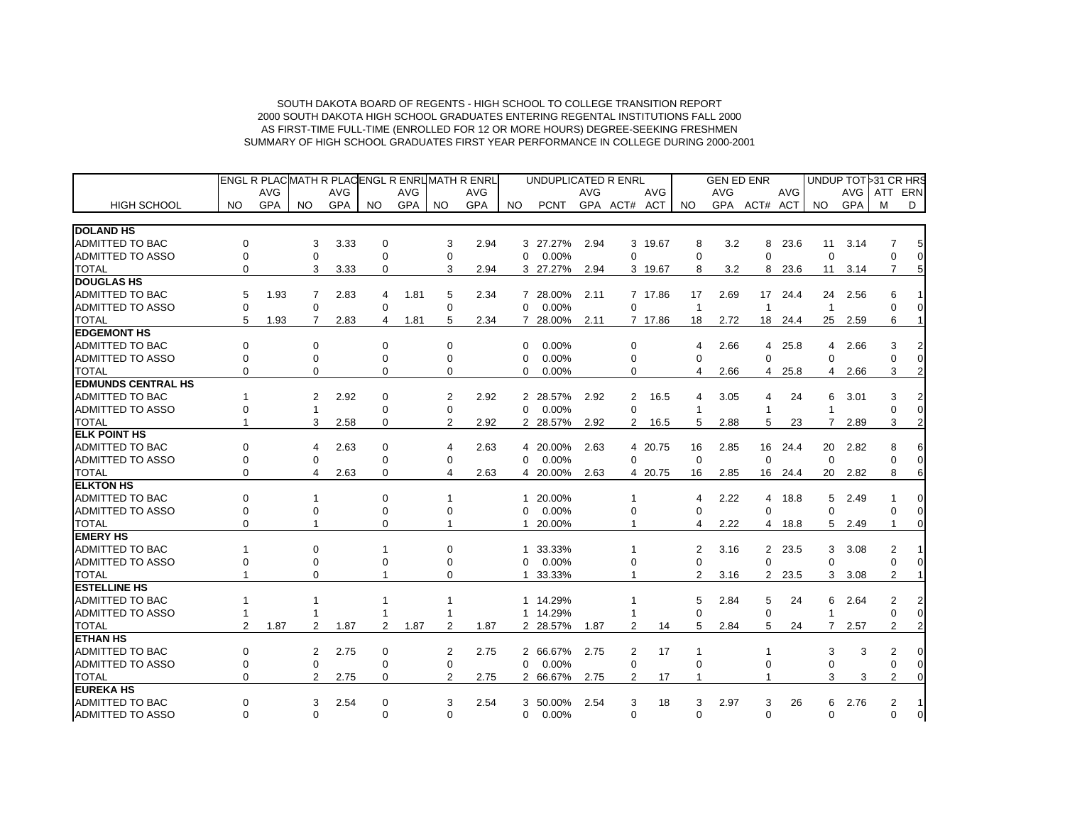SOUTH DAKOTA BOARD OF REGENTS - HIGH SCHOOL TO COLLEGE TRANSITION REPORT
2000 SOUTH DAKOTA HIGH SCHOOL GRADUATES ENTERING REGENTAL INSTITUTIONS FALL 2000
AS FIRST-TIME FULL-TIME (ENROLLED FOR 12 OR MORE HOURS) DEGREE-SEEKING FRESHMEN
SUMMARY OF HIGH SCHOOL GRADUATES FIRST YEAR PERFORMANCE IN COLLEGE DURING 2000-2001

| | ENGL R PLAC | | MATH R PLAC | | ENGL R ENRL | | MATH R ENRL | | UNDUPLICATED R ENRL | | | | | GEN ED ENR | | | | UNDUP TOT | | >31 CR HRS | |
|---|---|---|---|---|---|---|---|---|---|---|---|---|---|---|---|---|---|---|---|---|---|
| HIGH SCHOOL | NO | AVG GPA | NO | AVG GPA | NO | AVG GPA | NO | AVG GPA | NO | PCNT | AVG GPA | ACT# | AVG ACT | NO | AVG GPA | ACT# | AVG ACT | NO | AVG GPA | ATTM | ERND |
| **DOLAND HS** | | | | | | | | | | | | | | | | | | | | | |
| ADMITTED TO BAC | 0 | | 3 | 3.33 | 0 | | 3 | 2.94 | 3 | 27.27% | 2.94 | 3 | 19.67 | 8 | 3.2 | 8 | 23.6 | 11 | 3.14 | 7 | 5 |
| ADMITTED TO ASSO | 0 | | 0 | | 0 | | 0 | | 0 | 0.00% | | 0 | | 0 | | 0 | | 0 | | 0 | 0 |
| TOTAL | 0 | | 3 | 3.33 | 0 | | 3 | 2.94 | 3 | 27.27% | 2.94 | 3 | 19.67 | 8 | 3.2 | 8 | 23.6 | 11 | 3.14 | 7 | 5 |
| **DOUGLAS HS** | | | | | | | | | | | | | | | | | | | | | |
| ADMITTED TO BAC | 5 | 1.93 | 7 | 2.83 | 4 | 1.81 | 5 | 2.34 | 7 | 28.00% | 2.11 | 7 | 17.86 | 17 | 2.69 | 17 | 24.4 | 24 | 2.56 | 6 | 1 |
| ADMITTED TO ASSO | 0 | | 0 | | 0 | | 0 | | 0 | 0.00% | | 0 | | 1 | | 1 | | 1 | | 0 | 0 |
| TOTAL | 5 | 1.93 | 7 | 2.83 | 4 | 1.81 | 5 | 2.34 | 7 | 28.00% | 2.11 | 7 | 17.86 | 18 | 2.72 | 18 | 24.4 | 25 | 2.59 | 6 | 1 |
| **EDGEMONT HS** | | | | | | | | | | | | | | | | | | | | | |
| ADMITTED TO BAC | 0 | | 0 | | 0 | | 0 | | 0 | 0.00% | | 0 | | 4 | 2.66 | 4 | 25.8 | 4 | 2.66 | 3 | 2 |
| ADMITTED TO ASSO | 0 | | 0 | | 0 | | 0 | | 0 | 0.00% | | 0 | | 0 | | 0 | | 0 | | 0 | 0 |
| TOTAL | 0 | | 0 | | 0 | | 0 | | 0 | 0.00% | | 0 | | 4 | 2.66 | 4 | 25.8 | 4 | 2.66 | 3 | 2 |
| **EDMUNDS CENTRAL HS** | | | | | | | | | | | | | | | | | | | | | |
| ADMITTED TO BAC | 1 | | 2 | 2.92 | 0 | | 2 | 2.92 | 2 | 28.57% | 2.92 | 2 | 16.5 | 4 | 3.05 | 4 | 24 | 6 | 3.01 | 3 | 2 |
| ADMITTED TO ASSO | 0 | | 1 | | 0 | | 0 | | 0 | 0.00% | | 0 | | 1 | | 1 | | 1 | | 0 | 0 |
| TOTAL | 1 | | 3 | 2.58 | 0 | | 2 | 2.92 | 2 | 28.57% | 2.92 | 2 | 16.5 | 5 | 2.88 | 5 | 23 | 7 | 2.89 | 3 | 2 |
| **ELK POINT HS** | | | | | | | | | | | | | | | | | | | | | |
| ADMITTED TO BAC | 0 | | 4 | 2.63 | 0 | | 4 | 2.63 | 4 | 20.00% | 2.63 | 4 | 20.75 | 16 | 2.85 | 16 | 24.4 | 20 | 2.82 | 8 | 6 |
| ADMITTED TO ASSO | 0 | | 0 | | 0 | | 0 | | 0 | 0.00% | | 0 | | 0 | | 0 | | 0 | | 0 | 0 |
| TOTAL | 0 | | 4 | 2.63 | 0 | | 4 | 2.63 | 4 | 20.00% | 2.63 | 4 | 20.75 | 16 | 2.85 | 16 | 24.4 | 20 | 2.82 | 8 | 6 |
| **ELKTON HS** | | | | | | | | | | | | | | | | | | | | | |
| ADMITTED TO BAC | 0 | | 1 | | 0 | | 1 | | 1 | 20.00% | | 1 | | 4 | 2.22 | 4 | 18.8 | 5 | 2.49 | 1 | 0 |
| ADMITTED TO ASSO | 0 | | 0 | | 0 | | 0 | | 0 | 0.00% | | 0 | | 0 | | 0 | | 0 | | 0 | 0 |
| TOTAL | 0 | | 1 | | 0 | | 1 | | 1 | 20.00% | | 1 | | 4 | 2.22 | 4 | 18.8 | 5 | 2.49 | 1 | 0 |
| **EMERY HS** | | | | | | | | | | | | | | | | | | | | | |
| ADMITTED TO BAC | 1 | | 0 | | 1 | | 0 | | 1 | 33.33% | | 1 | | 2 | 3.16 | 2 | 23.5 | 3 | 3.08 | 2 | 1 |
| ADMITTED TO ASSO | 0 | | 0 | | 0 | | 0 | | 0 | 0.00% | | 0 | | 0 | | 0 | | 0 | | 0 | 0 |
| TOTAL | 1 | | 0 | | 1 | | 0 | | 1 | 33.33% | | 1 | | 2 | 3.16 | 2 | 23.5 | 3 | 3.08 | 2 | 1 |
| **ESTELLINE HS** | | | | | | | | | | | | | | | | | | | | | |
| ADMITTED TO BAC | 1 | | 1 | | 1 | | 1 | | 1 | 14.29% | | 1 | | 5 | 2.84 | 5 | 24 | 6 | 2.64 | 2 | 2 |
| ADMITTED TO ASSO | 1 | | 1 | | 1 | | 1 | | 1 | 14.29% | | 1 | | 0 | | 0 | | 1 | | 0 | 0 |
| TOTAL | 2 | 1.87 | 2 | 1.87 | 2 | 1.87 | 2 | 1.87 | 2 | 28.57% | 1.87 | 2 | 14 | 5 | 2.84 | 5 | 24 | 7 | 2.57 | 2 | 2 |
| **ETHAN HS** | | | | | | | | | | | | | | | | | | | | | |
| ADMITTED TO BAC | 0 | | 2 | 2.75 | 0 | | 2 | 2.75 | 2 | 66.67% | 2.75 | 2 | 17 | 1 | | 1 | | 3 | 3 | 2 | 0 |
| ADMITTED TO ASSO | 0 | | 0 | | 0 | | 0 | | 0 | 0.00% | | 0 | | 0 | | 0 | | 0 | | 0 | 0 |
| TOTAL | 0 | | 2 | 2.75 | 0 | | 2 | 2.75 | 2 | 66.67% | 2.75 | 2 | 17 | 1 | | 1 | | 3 | 3 | 2 | 0 |
| **EUREKA HS** | | | | | | | | | | | | | | | | | | | | | |
| ADMITTED TO BAC | 0 | | 3 | 2.54 | 0 | | 3 | 2.54 | 3 | 50.00% | 2.54 | 3 | 18 | 3 | 2.97 | 3 | 26 | 6 | 2.76 | 2 | 1 |
| ADMITTED TO ASSO | 0 | | 0 | | 0 | | 0 | | 0 | 0.00% | | 0 | | 0 | | 0 | | 0 | | 0 | 0 |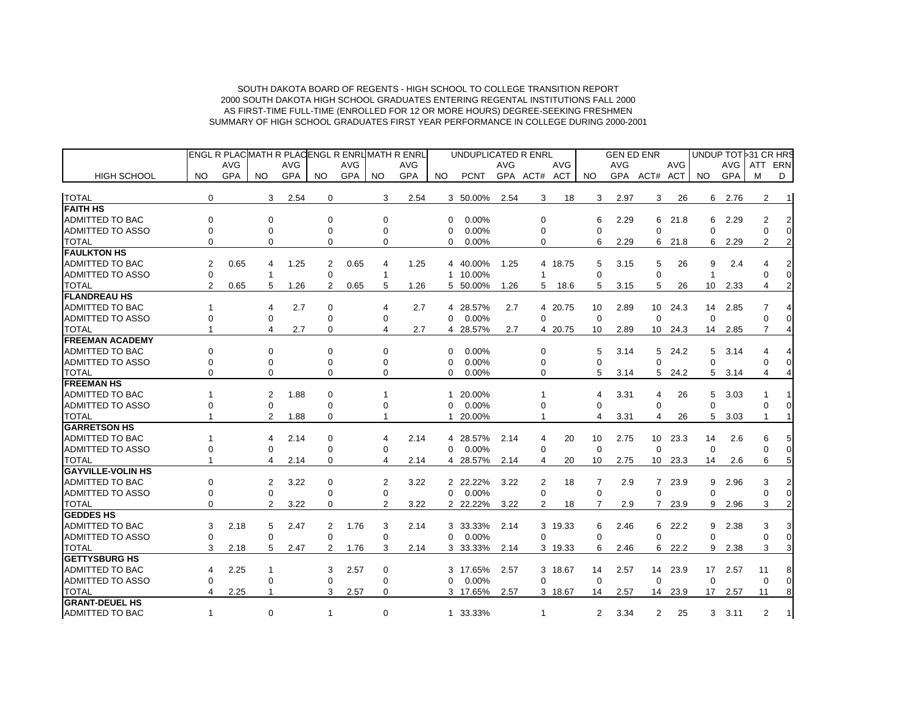SOUTH DAKOTA BOARD OF REGENTS - HIGH SCHOOL TO COLLEGE TRANSITION REPORT
2000 SOUTH DAKOTA HIGH SCHOOL GRADUATES ENTERING REGENTAL INSTITUTIONS FALL 2000
AS FIRST-TIME FULL-TIME (ENROLLED FOR 12 OR MORE HOURS) DEGREE-SEEKING FRESHMEN
SUMMARY OF HIGH SCHOOL GRADUATES FIRST YEAR PERFORMANCE IN COLLEGE DURING 2000-2001

| | ENGL R PLAC | | MATH R PLAC | | ENGL R ENRL | | MATH R ENRL | | UNDUPLICATED R ENRL | | | | | GEN ED ENR | | | | UNDUP TOT | | >31 CR HRS | |
|---|---|---|---|---|---|---|---|---|---|---|---|---|---|---|---|---|---|---|---|---|---|
| | | AVG | | AVG | | AVG | | AVG | | | AVG | | AVG | | AVG | | AVG | | AVG | ATT | ERN |
| HIGH SCHOOL | NO | GPA | NO | GPA | NO | GPA | NO | GPA | NO | PCNT | GPA | ACT# | ACT | NO | GPA | ACT# | ACT | NO | GPA | M | D |
| TOTAL | 0 | | 3 | 2.54 | 0 | | 3 | 2.54 | 3 | 50.00% | 2.54 | 3 | 18 | 3 | 2.97 | 3 | 26 | 6 | 2.76 | 2 | 1 |
| **FAITH HS** | | | | | | | | | | | | | | | | | | | | | |
| ADMITTED TO BAC | 0 | | 0 | | 0 | | 0 | | 0 | 0.00% | | 0 | | 6 | 2.29 | 6 | 21.8 | 6 | 2.29 | 2 | 2 |
| ADMITTED TO ASSO | 0 | | 0 | | 0 | | 0 | | 0 | 0.00% | | 0 | | 0 | | 0 | | 0 | | 0 | 0 |
| TOTAL | 0 | | 0 | | 0 | | 0 | | 0 | 0.00% | | 0 | | 6 | 2.29 | 6 | 21.8 | 6 | 2.29 | 2 | 2 |
| **FAULKTON HS** | | | | | | | | | | | | | | | | | | | | | |
| ADMITTED TO BAC | 2 | 0.65 | 4 | 1.25 | 2 | 0.65 | 4 | 1.25 | 4 | 40.00% | 1.25 | 4 | 18.75 | 5 | 3.15 | 5 | 26 | 9 | 2.4 | 4 | 2 |
| ADMITTED TO ASSO | 0 | | 1 | | 0 | | 1 | | 1 | 10.00% | | 1 | | 0 | | 0 | | 1 | | 0 | 0 |
| TOTAL | 2 | 0.65 | 5 | 1.26 | 2 | 0.65 | 5 | 1.26 | 5 | 50.00% | 1.26 | 5 | 18.6 | 5 | 3.15 | 5 | 26 | 10 | 2.33 | 4 | 2 |
| **FLANDREAU HS** | | | | | | | | | | | | | | | | | | | | | |
| ADMITTED TO BAC | 1 | | 4 | 2.7 | 0 | | 4 | 2.7 | 4 | 28.57% | 2.7 | 4 | 20.75 | 10 | 2.89 | 10 | 24.3 | 14 | 2.85 | 7 | 4 |
| ADMITTED TO ASSO | 0 | | 0 | | 0 | | 0 | | 0 | 0.00% | | 0 | | 0 | | 0 | | 0 | | 0 | 0 |
| TOTAL | 1 | | 4 | 2.7 | 0 | | 4 | 2.7 | 4 | 28.57% | 2.7 | 4 | 20.75 | 10 | 2.89 | 10 | 24.3 | 14 | 2.85 | 7 | 4 |
| **FREEMAN ACADEMY** | | | | | | | | | | | | | | | | | | | | | |
| ADMITTED TO BAC | 0 | | 0 | | 0 | | 0 | | 0 | 0.00% | | 0 | | 5 | 3.14 | 5 | 24.2 | 5 | 3.14 | 4 | 4 |
| ADMITTED TO ASSO | 0 | | 0 | | 0 | | 0 | | 0 | 0.00% | | 0 | | 0 | | 0 | | 0 | | 0 | 0 |
| TOTAL | 0 | | 0 | | 0 | | 0 | | 0 | 0.00% | | 0 | | 5 | 3.14 | 5 | 24.2 | 5 | 3.14 | 4 | 4 |
| **FREEMAN HS** | | | | | | | | | | | | | | | | | | | | | |
| ADMITTED TO BAC | 1 | | 2 | 1.88 | 0 | | 1 | | 1 | 20.00% | | 1 | | 4 | 3.31 | 4 | 26 | 5 | 3.03 | 1 | 1 |
| ADMITTED TO ASSO | 0 | | 0 | | 0 | | 0 | | 0 | 0.00% | | 0 | | 0 | | 0 | | 0 | | 0 | 0 |
| TOTAL | 1 | | 2 | 1.88 | 0 | | 1 | | 1 | 20.00% | | 1 | | 4 | 3.31 | 4 | 26 | 5 | 3.03 | 1 | 1 |
| **GARRETSON HS** | | | | | | | | | | | | | | | | | | | | | |
| ADMITTED TO BAC | 1 | | 4 | 2.14 | 0 | | 4 | 2.14 | 4 | 28.57% | 2.14 | 4 | 20 | 10 | 2.75 | 10 | 23.3 | 14 | 2.6 | 6 | 5 |
| ADMITTED TO ASSO | 0 | | 0 | | 0 | | 0 | | 0 | 0.00% | | 0 | | 0 | | 0 | | 0 | | 0 | 0 |
| TOTAL | 1 | | 4 | 2.14 | 0 | | 4 | 2.14 | 4 | 28.57% | 2.14 | 4 | 20 | 10 | 2.75 | 10 | 23.3 | 14 | 2.6 | 6 | 5 |
| **GAYVILLE-VOLIN HS** | | | | | | | | | | | | | | | | | | | | | |
| ADMITTED TO BAC | 0 | | 2 | 3.22 | 0 | | 2 | 3.22 | 2 | 22.22% | 3.22 | 2 | 18 | 7 | 2.9 | 7 | 23.9 | 9 | 2.96 | 3 | 2 |
| ADMITTED TO ASSO | 0 | | 0 | | 0 | | 0 | | 0 | 0.00% | | 0 | | 0 | | 0 | | 0 | | 0 | 0 |
| TOTAL | 0 | | 2 | 3.22 | 0 | | 2 | 3.22 | 2 | 22.22% | 3.22 | 2 | 18 | 7 | 2.9 | 7 | 23.9 | 9 | 2.96 | 3 | 2 |
| **GEDDES HS** | | | | | | | | | | | | | | | | | | | | | |
| ADMITTED TO BAC | 3 | 2.18 | 5 | 2.47 | 2 | 1.76 | 3 | 2.14 | 3 | 33.33% | 2.14 | 3 | 19.33 | 6 | 2.46 | 6 | 22.2 | 9 | 2.38 | 3 | 3 |
| ADMITTED TO ASSO | 0 | | 0 | | 0 | | 0 | | 0 | 0.00% | | 0 | | 0 | | 0 | | 0 | | 0 | 0 |
| TOTAL | 3 | 2.18 | 5 | 2.47 | 2 | 1.76 | 3 | 2.14 | 3 | 33.33% | 2.14 | 3 | 19.33 | 6 | 2.46 | 6 | 22.2 | 9 | 2.38 | 3 | 3 |
| **GETTYSBURG HS** | | | | | | | | | | | | | | | | | | | | | |
| ADMITTED TO BAC | 4 | 2.25 | 1 | | 3 | 2.57 | 0 | | 3 | 17.65% | 2.57 | 3 | 18.67 | 14 | 2.57 | 14 | 23.9 | 17 | 2.57 | 11 | 8 |
| ADMITTED TO ASSO | 0 | | 0 | | 0 | | 0 | | 0 | 0.00% | | 0 | | 0 | | 0 | | 0 | | 0 | 0 |
| TOTAL | 4 | 2.25 | 1 | | 3 | 2.57 | 0 | | 3 | 17.65% | 2.57 | 3 | 18.67 | 14 | 2.57 | 14 | 23.9 | 17 | 2.57 | 11 | 8 |
| **GRANT-DEUEL HS** | | | | | | | | | | | | | | | | | | | | | |
| ADMITTED TO BAC | 1 | | 0 | | 1 | | 0 | | 1 | 33.33% | | 1 | | 2 | 3.34 | 2 | 25 | 3 | 3.11 | 2 | 1 |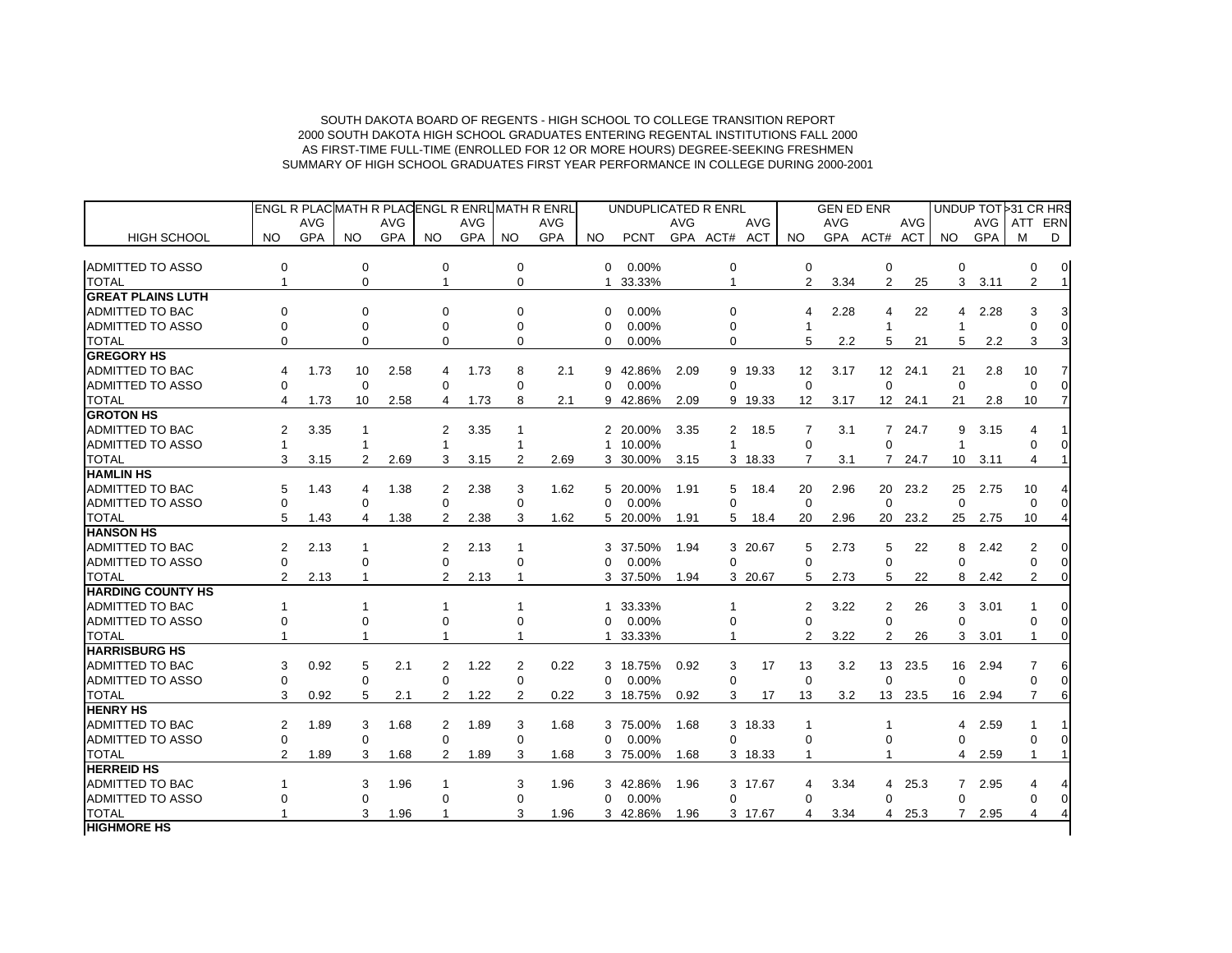SOUTH DAKOTA BOARD OF REGENTS - HIGH SCHOOL TO COLLEGE TRANSITION REPORT
2000 SOUTH DAKOTA HIGH SCHOOL GRADUATES ENTERING REGENTAL INSTITUTIONS FALL 2000
AS FIRST-TIME FULL-TIME (ENROLLED FOR 12 OR MORE HOURS) DEGREE-SEEKING FRESHMEN
SUMMARY OF HIGH SCHOOL GRADUATES FIRST YEAR PERFORMANCE IN COLLEGE DURING 2000-2001

| | ENGL R PLAC | | MATH R PLAC | | ENGL R ENRL | | MATH R ENRL | | UNDUPLICATED R ENRL | | | | | GEN ED ENR | | | | UNDUP TOT | | >31 CR HRS | |
|---|---|---|---|---|---|---|---|---|---|---|---|---|---|---|---|---|---|---|---|---|---|
| | | AVG | | AVG | | AVG | | AVG | | | AVG | | AVG | | AVG | | AVG | | AVG | ATT | ERN |
| HIGH SCHOOL | NO | GPA | NO | GPA | NO | GPA | NO | GPA | NO | PCNT | GPA | ACT# | ACT | NO | GPA | ACT# | ACT | NO | GPA | M | D |
| ADMITTED TO ASSO | 0 | | 0 | | 0 | | 0 | | 0 | 0.00% | | 0 | | 0 | | 0 | | 0 | | 0 | 0 |
| TOTAL | 1 | | 0 | | 1 | | 0 | | 1 | 33.33% | | 1 | | 2 | 3.34 | 2 | 25 | 3 | 3.11 | 2 | 1 |
| **GREAT PLAINS LUTH** | | | | | | | | | | | | | | | | | | | | | |
| ADMITTED TO BAC | 0 | | 0 | | 0 | | 0 | | 0 | 0.00% | | 0 | | 4 | 2.28 | 4 | 22 | 4 | 2.28 | 3 | 3 |
| ADMITTED TO ASSO | 0 | | 0 | | 0 | | 0 | | 0 | 0.00% | | 0 | | 1 | | 1 | | 1 | | 0 | 0 |
| TOTAL | 0 | | 0 | | 0 | | 0 | | 0 | 0.00% | | 0 | | 5 | 2.2 | 5 | 21 | 5 | 2.2 | 3 | 3 |
| **GREGORY HS** | | | | | | | | | | | | | | | | | | | | | |
| ADMITTED TO BAC | 4 | 1.73 | 10 | 2.58 | 4 | 1.73 | 8 | 2.1 | 9 | 42.86% | 2.09 | 9 | 19.33 | 12 | 3.17 | 12 | 24.1 | 21 | 2.8 | 10 | 7 |
| ADMITTED TO ASSO | 0 | | 0 | | 0 | | 0 | | 0 | 0.00% | | 0 | | 0 | | 0 | | 0 | | 0 | 0 |
| TOTAL | 4 | 1.73 | 10 | 2.58 | 4 | 1.73 | 8 | 2.1 | 9 | 42.86% | 2.09 | 9 | 19.33 | 12 | 3.17 | 12 | 24.1 | 21 | 2.8 | 10 | 7 |
| **GROTON HS** | | | | | | | | | | | | | | | | | | | | | |
| ADMITTED TO BAC | 2 | 3.35 | 1 | | 2 | 3.35 | 1 | | 2 | 20.00% | 3.35 | 2 | 18.5 | 7 | 3.1 | 7 | 24.7 | 9 | 3.15 | 4 | 1 |
| ADMITTED TO ASSO | 1 | | 1 | | 1 | | 1 | | 1 | 10.00% | | 1 | | 0 | | 0 | | 1 | | 0 | 0 |
| TOTAL | 3 | 3.15 | 2 | 2.69 | 3 | 3.15 | 2 | 2.69 | 3 | 30.00% | 3.15 | 3 | 18.33 | 7 | 3.1 | 7 | 24.7 | 10 | 3.11 | 4 | 1 |
| **HAMLIN HS** | | | | | | | | | | | | | | | | | | | | | |
| ADMITTED TO BAC | 5 | 1.43 | 4 | 1.38 | 2 | 2.38 | 3 | 1.62 | 5 | 20.00% | 1.91 | 5 | 18.4 | 20 | 2.96 | 20 | 23.2 | 25 | 2.75 | 10 | 4 |
| ADMITTED TO ASSO | 0 | | 0 | | 0 | | 0 | | 0 | 0.00% | | 0 | | 0 | | 0 | | 0 | | 0 | 0 |
| TOTAL | 5 | 1.43 | 4 | 1.38 | 2 | 2.38 | 3 | 1.62 | 5 | 20.00% | 1.91 | 5 | 18.4 | 20 | 2.96 | 20 | 23.2 | 25 | 2.75 | 10 | 4 |
| **HANSON HS** | | | | | | | | | | | | | | | | | | | | | |
| ADMITTED TO BAC | 2 | 2.13 | 1 | | 2 | 2.13 | 1 | | 3 | 37.50% | 1.94 | 3 | 20.67 | 5 | 2.73 | 5 | 22 | 8 | 2.42 | 2 | 0 |
| ADMITTED TO ASSO | 0 | | 0 | | 0 | | 0 | | 0 | 0.00% | | 0 | | 0 | | 0 | | 0 | | 0 | 0 |
| TOTAL | 2 | 2.13 | 1 | | 2 | 2.13 | 1 | | 3 | 37.50% | 1.94 | 3 | 20.67 | 5 | 2.73 | 5 | 22 | 8 | 2.42 | 2 | 0 |
| **HARDING COUNTY HS** | | | | | | | | | | | | | | | | | | | | | |
| ADMITTED TO BAC | 1 | | 1 | | 1 | | 1 | | 1 | 33.33% | | 1 | | 2 | 3.22 | 2 | 26 | 3 | 3.01 | 1 | 0 |
| ADMITTED TO ASSO | 0 | | 0 | | 0 | | 0 | | 0 | 0.00% | | 0 | | 0 | | 0 | | 0 | | 0 | 0 |
| TOTAL | 1 | | 1 | | 1 | | 1 | | 1 | 33.33% | | 1 | | 2 | 3.22 | 2 | 26 | 3 | 3.01 | 1 | 0 |
| **HARRISBURG HS** | | | | | | | | | | | | | | | | | | | | | |
| ADMITTED TO BAC | 3 | 0.92 | 5 | 2.1 | 2 | 1.22 | 2 | 0.22 | 3 | 18.75% | 0.92 | 3 | 17 | 13 | 3.2 | 13 | 23.5 | 16 | 2.94 | 7 | 6 |
| ADMITTED TO ASSO | 0 | | 0 | | 0 | | 0 | | 0 | 0.00% | | 0 | | 0 | | 0 | | 0 | | 0 | 0 |
| TOTAL | 3 | 0.92 | 5 | 2.1 | 2 | 1.22 | 2 | 0.22 | 3 | 18.75% | 0.92 | 3 | 17 | 13 | 3.2 | 13 | 23.5 | 16 | 2.94 | 7 | 6 |
| **HENRY HS** | | | | | | | | | | | | | | | | | | | | | |
| ADMITTED TO BAC | 2 | 1.89 | 3 | 1.68 | 2 | 1.89 | 3 | 1.68 | 3 | 75.00% | 1.68 | 3 | 18.33 | 1 | | 1 | | 4 | 2.59 | 1 | 1 |
| ADMITTED TO ASSO | 0 | | 0 | | 0 | | 0 | | 0 | 0.00% | | 0 | | 0 | | 0 | | 0 | | 0 | 0 |
| TOTAL | 2 | 1.89 | 3 | 1.68 | 2 | 1.89 | 3 | 1.68 | 3 | 75.00% | 1.68 | 3 | 18.33 | 1 | | 1 | | 4 | 2.59 | 1 | 1 |
| **HERREID HS** | | | | | | | | | | | | | | | | | | | | | |
| ADMITTED TO BAC | 1 | | 3 | 1.96 | 1 | | 3 | 1.96 | 3 | 42.86% | 1.96 | 3 | 17.67 | 4 | 3.34 | 4 | 25.3 | 7 | 2.95 | 4 | 4 |
| ADMITTED TO ASSO | 0 | | 0 | | 0 | | 0 | | 0 | 0.00% | | 0 | | 0 | | 0 | | 0 | | 0 | 0 |
| TOTAL | 1 | | 3 | 1.96 | 1 | | 3 | 1.96 | 3 | 42.86% | 1.96 | 3 | 17.67 | 4 | 3.34 | 4 | 25.3 | 7 | 2.95 | 4 | 4 |
| **HIGHMORE HS** | | | | | | | | | | | | | | | | | | | | | |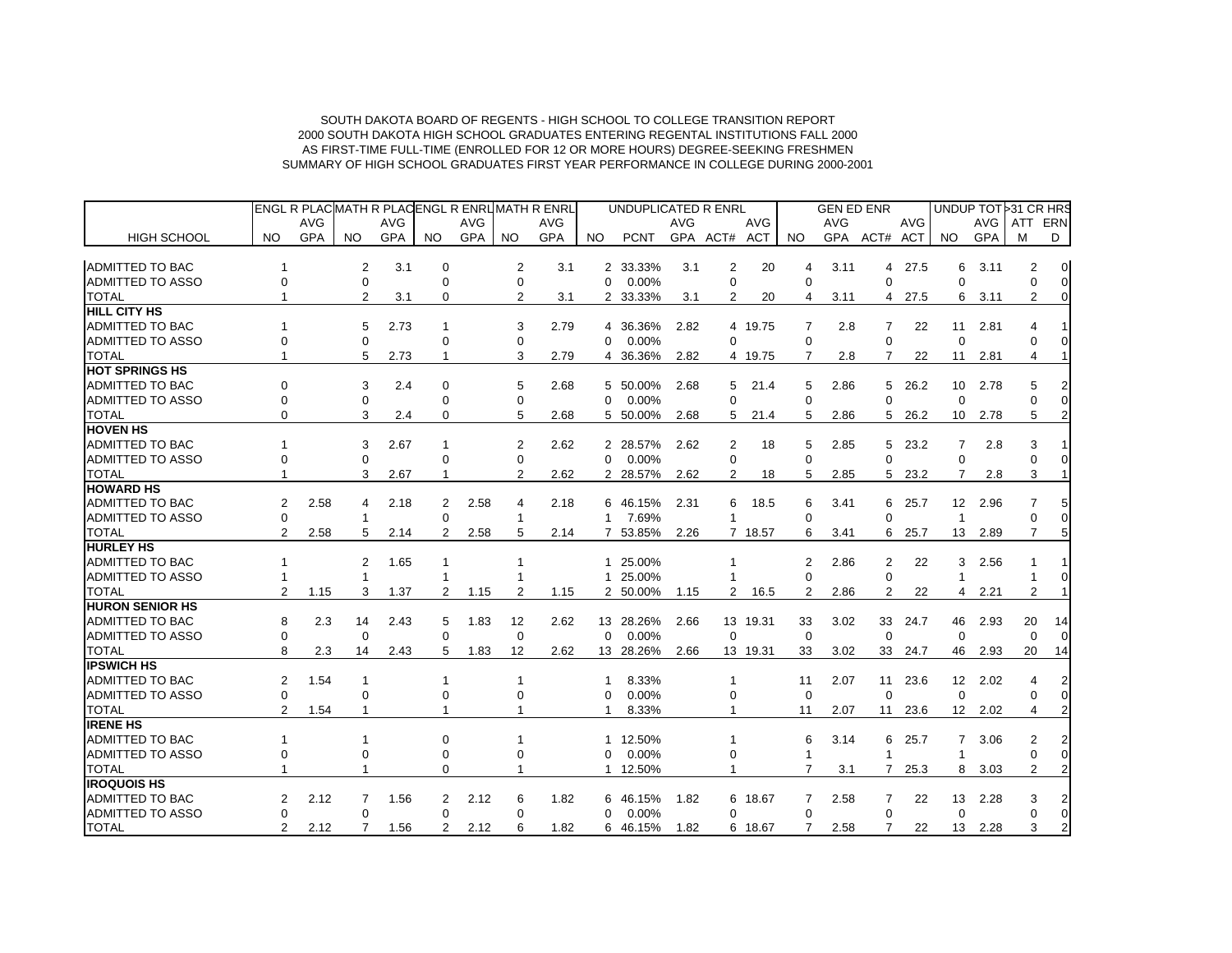SOUTH DAKOTA BOARD OF REGENTS - HIGH SCHOOL TO COLLEGE TRANSITION REPORT
2000 SOUTH DAKOTA HIGH SCHOOL GRADUATES ENTERING REGENTAL INSTITUTIONS FALL 2000
AS FIRST-TIME FULL-TIME (ENROLLED FOR 12 OR MORE HOURS) DEGREE-SEEKING FRESHMEN
SUMMARY OF HIGH SCHOOL GRADUATES FIRST YEAR PERFORMANCE IN COLLEGE DURING 2000-2001

| | ENGL R PLAC | | MATH R PLAC | | ENGL R ENRL | | MATH R ENRL | | UNDUPLICATED R ENRL | | | | | GEN ED ENR | | | | UNDUP TOT | | >31 CR HRS | |
|---|---|---|---|---|---|---|---|---|---|---|---|---|---|---|---|---|---|---|---|---|---|
| | | AVG | | AVG | | AVG | | AVG | | | AVG | | AVG | | AVG | | AVG | | AVG | ATT | ERN |
| HIGH SCHOOL | NO | GPA | NO | GPA | NO | GPA | NO | GPA | NO | PCNT | GPA | ACT# | ACT | NO | GPA | ACT# | ACT | NO | GPA | M | D |
| ADMITTED TO BAC | 1 | | 2 | 3.1 | 0 | | 2 | 3.1 | 2 | 33.33% | 3.1 | 2 | 20 | 4 | 3.11 | 4 | 27.5 | 6 | 3.11 | 2 | 0 |
| ADMITTED TO ASSO | 0 | | 0 | | 0 | | 0 | | 0 | 0.00% | | 0 | | 0 | | 0 | | 0 | | 0 | 0 |
| TOTAL | 1 | | 2 | 3.1 | 0 | | 2 | 3.1 | 2 | 33.33% | 3.1 | 2 | 20 | 4 | 3.11 | 4 | 27.5 | 6 | 3.11 | 2 | 0 |
| **HILL CITY HS** | | | | | | | | | | | | | | | | | | | | | |
| ADMITTED TO BAC | 1 | | 5 | 2.73 | 1 | | 3 | 2.79 | 4 | 36.36% | 2.82 | 4 | 19.75 | 7 | 2.8 | 7 | 22 | 11 | 2.81 | 4 | 1 |
| ADMITTED TO ASSO | 0 | | 0 | | 0 | | 0 | | 0 | 0.00% | | 0 | | 0 | | 0 | | 0 | | 0 | 0 |
| TOTAL | 1 | | 5 | 2.73 | 1 | | 3 | 2.79 | 4 | 36.36% | 2.82 | 4 | 19.75 | 7 | 2.8 | 7 | 22 | 11 | 2.81 | 4 | 1 |
| **HOT SPRINGS HS** | | | | | | | | | | | | | | | | | | | | | |
| ADMITTED TO BAC | 0 | | 3 | 2.4 | 0 | | 5 | 2.68 | 5 | 50.00% | 2.68 | 5 | 21.4 | 5 | 2.86 | 5 | 26.2 | 10 | 2.78 | 5 | 2 |
| ADMITTED TO ASSO | 0 | | 0 | | 0 | | 0 | | 0 | 0.00% | | 0 | | 0 | | 0 | | 0 | | 0 | 0 |
| TOTAL | 0 | | 3 | 2.4 | 0 | | 5 | 2.68 | 5 | 50.00% | 2.68 | 5 | 21.4 | 5 | 2.86 | 5 | 26.2 | 10 | 2.78 | 5 | 2 |
| **HOVEN HS** | | | | | | | | | | | | | | | | | | | | | |
| ADMITTED TO BAC | 1 | | 3 | 2.67 | 1 | | 2 | 2.62 | 2 | 28.57% | 2.62 | 2 | 18 | 5 | 2.85 | 5 | 23.2 | 7 | 2.8 | 3 | 1 |
| ADMITTED TO ASSO | 0 | | 0 | | 0 | | 0 | | 0 | 0.00% | | 0 | | 0 | | 0 | | 0 | | 0 | 0 |
| TOTAL | 1 | | 3 | 2.67 | 1 | | 2 | 2.62 | 2 | 28.57% | 2.62 | 2 | 18 | 5 | 2.85 | 5 | 23.2 | 7 | 2.8 | 3 | 1 |
| **HOWARD HS** | | | | | | | | | | | | | | | | | | | | | |
| ADMITTED TO BAC | 2 | 2.58 | 4 | 2.18 | 2 | 2.58 | 4 | 2.18 | 6 | 46.15% | 2.31 | 6 | 18.5 | 6 | 3.41 | 6 | 25.7 | 12 | 2.96 | 7 | 5 |
| ADMITTED TO ASSO | 0 | | 1 | | 0 | | 1 | | 1 | 7.69% | | 1 | | 0 | | 0 | | 1 | | 0 | 0 |
| TOTAL | 2 | 2.58 | 5 | 2.14 | 2 | 2.58 | 5 | 2.14 | 7 | 53.85% | 2.26 | 7 | 18.57 | 6 | 3.41 | 6 | 25.7 | 13 | 2.89 | 7 | 5 |
| **HURLEY HS** | | | | | | | | | | | | | | | | | | | | | |
| ADMITTED TO BAC | 1 | | 2 | 1.65 | 1 | | 1 | | 1 | 25.00% | | 1 | | 2 | 2.86 | 2 | 22 | 3 | 2.56 | 1 | 1 |
| ADMITTED TO ASSO | 1 | | 1 | | 1 | | 1 | | 1 | 25.00% | | 1 | | 0 | | 0 | | 1 | | 1 | 0 |
| TOTAL | 2 | 1.15 | 3 | 1.37 | 2 | 1.15 | 2 | 1.15 | 2 | 50.00% | 1.15 | 2 | 16.5 | 2 | 2.86 | 2 | 22 | 4 | 2.21 | 2 | 1 |
| **HURON SENIOR HS** | | | | | | | | | | | | | | | | | | | | | |
| ADMITTED TO BAC | 8 | 2.3 | 14 | 2.43 | 5 | 1.83 | 12 | 2.62 | 13 | 28.26% | 2.66 | 13 | 19.31 | 33 | 3.02 | 33 | 24.7 | 46 | 2.93 | 20 | 14 |
| ADMITTED TO ASSO | 0 | | 0 | | 0 | | 0 | | 0 | 0.00% | | 0 | | 0 | | 0 | | 0 | | 0 | 0 |
| TOTAL | 8 | 2.3 | 14 | 2.43 | 5 | 1.83 | 12 | 2.62 | 13 | 28.26% | 2.66 | 13 | 19.31 | 33 | 3.02 | 33 | 24.7 | 46 | 2.93 | 20 | 14 |
| **IPSWICH HS** | | | | | | | | | | | | | | | | | | | | | |
| ADMITTED TO BAC | 2 | 1.54 | 1 | | 1 | | 1 | | 1 | 8.33% | | 1 | | 11 | 2.07 | 11 | 23.6 | 12 | 2.02 | 4 | 2 |
| ADMITTED TO ASSO | 0 | | 0 | | 0 | | 0 | | 0 | 0.00% | | 0 | | 0 | | 0 | | 0 | | 0 | 0 |
| TOTAL | 2 | 1.54 | 1 | | 1 | | 1 | | 1 | 8.33% | | 1 | | 11 | 2.07 | 11 | 23.6 | 12 | 2.02 | 4 | 2 |
| **IRENE HS** | | | | | | | | | | | | | | | | | | | | | |
| ADMITTED TO BAC | 1 | | 1 | | 0 | | 1 | | 1 | 12.50% | | 1 | | 6 | 3.14 | 6 | 25.7 | 7 | 3.06 | 2 | 2 |
| ADMITTED TO ASSO | 0 | | 0 | | 0 | | 0 | | 0 | 0.00% | | 0 | | 1 | | 1 | | 1 | | 0 | 0 |
| TOTAL | 1 | | 1 | | 0 | | 1 | | 1 | 12.50% | | 1 | | 7 | 3.1 | 7 | 25.3 | 8 | 3.03 | 2 | 2 |
| **IROQUOIS HS** | | | | | | | | | | | | | | | | | | | | | |
| ADMITTED TO BAC | 2 | 2.12 | 7 | 1.56 | 2 | 2.12 | 6 | 1.82 | 6 | 46.15% | 1.82 | 6 | 18.67 | 7 | 2.58 | 7 | 22 | 13 | 2.28 | 3 | 2 |
| ADMITTED TO ASSO | 0 | | 0 | | 0 | | 0 | | 0 | 0.00% | | 0 | | 0 | | 0 | | 0 | | 0 | 0 |
| TOTAL | 2 | 2.12 | 7 | 1.56 | 2 | 2.12 | 6 | 1.82 | 6 | 46.15% | 1.82 | 6 | 18.67 | 7 | 2.58 | 7 | 22 | 13 | 2.28 | 3 | 2 |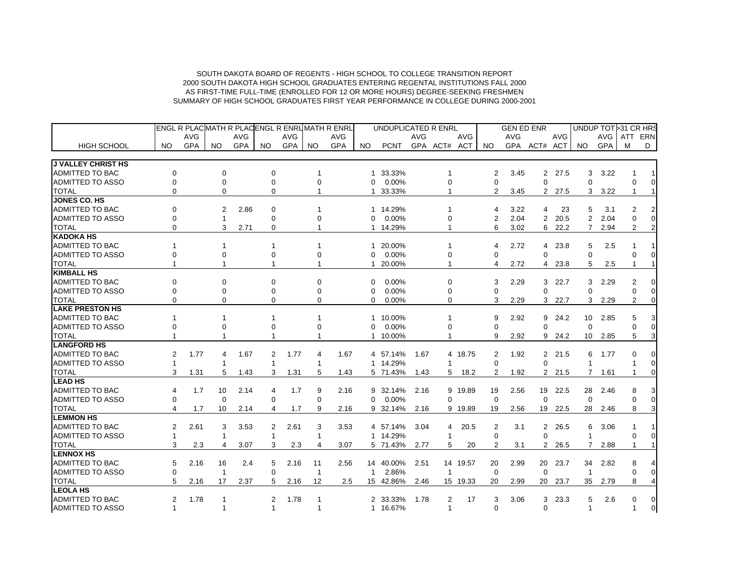SOUTH DAKOTA BOARD OF REGENTS - HIGH SCHOOL TO COLLEGE TRANSITION REPORT
2000 SOUTH DAKOTA HIGH SCHOOL GRADUATES ENTERING REGENTAL INSTITUTIONS FALL 2000
AS FIRST-TIME FULL-TIME (ENROLLED FOR 12 OR MORE HOURS) DEGREE-SEEKING FRESHMEN
SUMMARY OF HIGH SCHOOL GRADUATES FIRST YEAR PERFORMANCE IN COLLEGE DURING 2000-2001

| | ENGL R PLAC | | MATH R PLAC | | ENGL R ENRL | | MATH R ENRL | | UNDUPLICATED R ENRL | | | | | GEN ED ENR | | | | UNDUP TOT | | >31 CR HRS | |
|---|---|---|---|---|---|---|---|---|---|---|---|---|---|---|---|---|---|---|---|---|---|
| | | AVG | | AVG | | AVG | | AVG | | | AVG | | AVG | | AVG | | AVG | | AVG | ATT | ERN |
| HIGH SCHOOL | NO | GPA | NO | GPA | NO | GPA | NO | GPA | NO | PCNT | GPA | ACT# | ACT | NO | GPA | ACT# | ACT | NO | GPA | M | D |
| **J VALLEY CHRIST HS** | | | | | | | | | | | | | | | | | | | | | |
| ADMITTED TO BAC | 0 | | 0 | | 0 | | 1 | | 1 | 33.33% | | 1 | | 2 | 3.45 | 2 | 27.5 | 3 | 3.22 | 1 | 1 |
| ADMITTED TO ASSO | 0 | | 0 | | 0 | | 0 | | 0 | 0.00% | | 0 | | 0 | | 0 | | 0 | | 0 | 0 |
| TOTAL | 0 | | 0 | | 0 | | 1 | | 1 | 33.33% | | 1 | | 2 | 3.45 | 2 | 27.5 | 3 | 3.22 | 1 | 1 |
| **JONES CO. HS** | | | | | | | | | | | | | | | | | | | | | |
| ADMITTED TO BAC | 0 | | 2 | 2.86 | 0 | | 1 | | 1 | 14.29% | | 1 | | 4 | 3.22 | 4 | 23 | 5 | 3.1 | 2 | 2 |
| ADMITTED TO ASSO | 0 | | 1 | | 0 | | 0 | | 0 | 0.00% | | 0 | | 2 | 2.04 | 2 | 20.5 | 2 | 2.04 | 0 | 0 |
| TOTAL | 0 | | 3 | 2.71 | 0 | | 1 | | 1 | 14.29% | | 1 | | 6 | 3.02 | 6 | 22.2 | 7 | 2.94 | 2 | 2 |
| **KADOKA HS** | | | | | | | | | | | | | | | | | | | | | |
| ADMITTED TO BAC | 1 | | 1 | | 1 | | 1 | | 1 | 20.00% | | 1 | | 4 | 2.72 | 4 | 23.8 | 5 | 2.5 | 1 | 1 |
| ADMITTED TO ASSO | 0 | | 0 | | 0 | | 0 | | 0 | 0.00% | | 0 | | 0 | | 0 | | 0 | | 0 | 0 |
| TOTAL | 1 | | 1 | | 1 | | 1 | | 1 | 20.00% | | 1 | | 4 | 2.72 | 4 | 23.8 | 5 | 2.5 | 1 | 1 |
| **KIMBALL HS** | | | | | | | | | | | | | | | | | | | | | |
| ADMITTED TO BAC | 0 | | 0 | | 0 | | 0 | | 0 | 0.00% | | 0 | | 3 | 2.29 | 3 | 22.7 | 3 | 2.29 | 2 | 0 |
| ADMITTED TO ASSO | 0 | | 0 | | 0 | | 0 | | 0 | 0.00% | | 0 | | 0 | | 0 | | 0 | | 0 | 0 |
| TOTAL | 0 | | 0 | | 0 | | 0 | | 0 | 0.00% | | 0 | | 3 | 2.29 | 3 | 22.7 | 3 | 2.29 | 2 | 0 |
| **LAKE PRESTON HS** | | | | | | | | | | | | | | | | | | | | | |
| ADMITTED TO BAC | 1 | | 1 | | 1 | | 1 | | 1 | 10.00% | | 1 | | 9 | 2.92 | 9 | 24.2 | 10 | 2.85 | 5 | 3 |
| ADMITTED TO ASSO | 0 | | 0 | | 0 | | 0 | | 0 | 0.00% | | 0 | | 0 | | 0 | | 0 | | 0 | 0 |
| TOTAL | 1 | | 1 | | 1 | | 1 | | 1 | 10.00% | | 1 | | 9 | 2.92 | 9 | 24.2 | 10 | 2.85 | 5 | 3 |
| **LANGFORD HS** | | | | | | | | | | | | | | | | | | | | | |
| ADMITTED TO BAC | 2 | 1.77 | 4 | 1.67 | 2 | 1.77 | 4 | 1.67 | 4 | 57.14% | 1.67 | 4 | 18.75 | 2 | 1.92 | 2 | 21.5 | 6 | 1.77 | 0 | 0 |
| ADMITTED TO ASSO | 1 | | 1 | | 1 | | 1 | | 1 | 14.29% | | 1 | | 0 | | 0 | | 1 | | 1 | 0 |
| TOTAL | 3 | 1.31 | 5 | 1.43 | 3 | 1.31 | 5 | 1.43 | 5 | 71.43% | 1.43 | 5 | 18.2 | 2 | 1.92 | 2 | 21.5 | 7 | 1.61 | 1 | 0 |
| **LEAD HS** | | | | | | | | | | | | | | | | | | | | | |
| ADMITTED TO BAC | 4 | 1.7 | 10 | 2.14 | 4 | 1.7 | 9 | 2.16 | 9 | 32.14% | 2.16 | 9 | 19.89 | 19 | 2.56 | 19 | 22.5 | 28 | 2.46 | 8 | 3 |
| ADMITTED TO ASSO | 0 | | 0 | | 0 | | 0 | | 0 | 0.00% | | 0 | | 0 | | 0 | | 0 | | 0 | 0 |
| TOTAL | 4 | 1.7 | 10 | 2.14 | 4 | 1.7 | 9 | 2.16 | 9 | 32.14% | 2.16 | 9 | 19.89 | 19 | 2.56 | 19 | 22.5 | 28 | 2.46 | 8 | 3 |
| **LEMMON HS** | | | | | | | | | | | | | | | | | | | | | |
| ADMITTED TO BAC | 2 | 2.61 | 3 | 3.53 | 2 | 2.61 | 3 | 3.53 | 4 | 57.14% | 3.04 | 4 | 20.5 | 2 | 3.1 | 2 | 26.5 | 6 | 3.06 | 1 | 1 |
| ADMITTED TO ASSO | 1 | | 1 | | 1 | | 1 | | 1 | 14.29% | | 1 | | 0 | | 0 | | 1 | | 0 | 0 |
| TOTAL | 3 | 2.3 | 4 | 3.07 | 3 | 2.3 | 4 | 3.07 | 5 | 71.43% | 2.77 | 5 | 20 | 2 | 3.1 | 2 | 26.5 | 7 | 2.88 | 1 | 1 |
| **LENNOX HS** | | | | | | | | | | | | | | | | | | | | | |
| ADMITTED TO BAC | 5 | 2.16 | 16 | 2.4 | 5 | 2.16 | 11 | 2.56 | 14 | 40.00% | 2.51 | 14 | 19.57 | 20 | 2.99 | 20 | 23.7 | 34 | 2.82 | 8 | 4 |
| ADMITTED TO ASSO | 0 | | 1 | | 0 | | 1 | | 1 | 2.86% | | 1 | | 0 | | 0 | | 1 | | 0 | 0 |
| TOTAL | 5 | 2.16 | 17 | 2.37 | 5 | 2.16 | 12 | 2.5 | 15 | 42.86% | 2.46 | 15 | 19.33 | 20 | 2.99 | 20 | 23.7 | 35 | 2.79 | 8 | 4 |
| **LEOLA HS** | | | | | | | | | | | | | | | | | | | | | |
| ADMITTED TO BAC | 2 | 1.78 | 1 | | 2 | 1.78 | 1 | | 2 | 33.33% | 1.78 | 2 | 17 | 3 | 3.06 | 3 | 23.3 | 5 | 2.6 | 0 | 0 |
| ADMITTED TO ASSO | 1 | | 1 | | 1 | | 1 | | 1 | 16.67% | | 1 | | 0 | | 0 | | 1 | | 1 | 0 |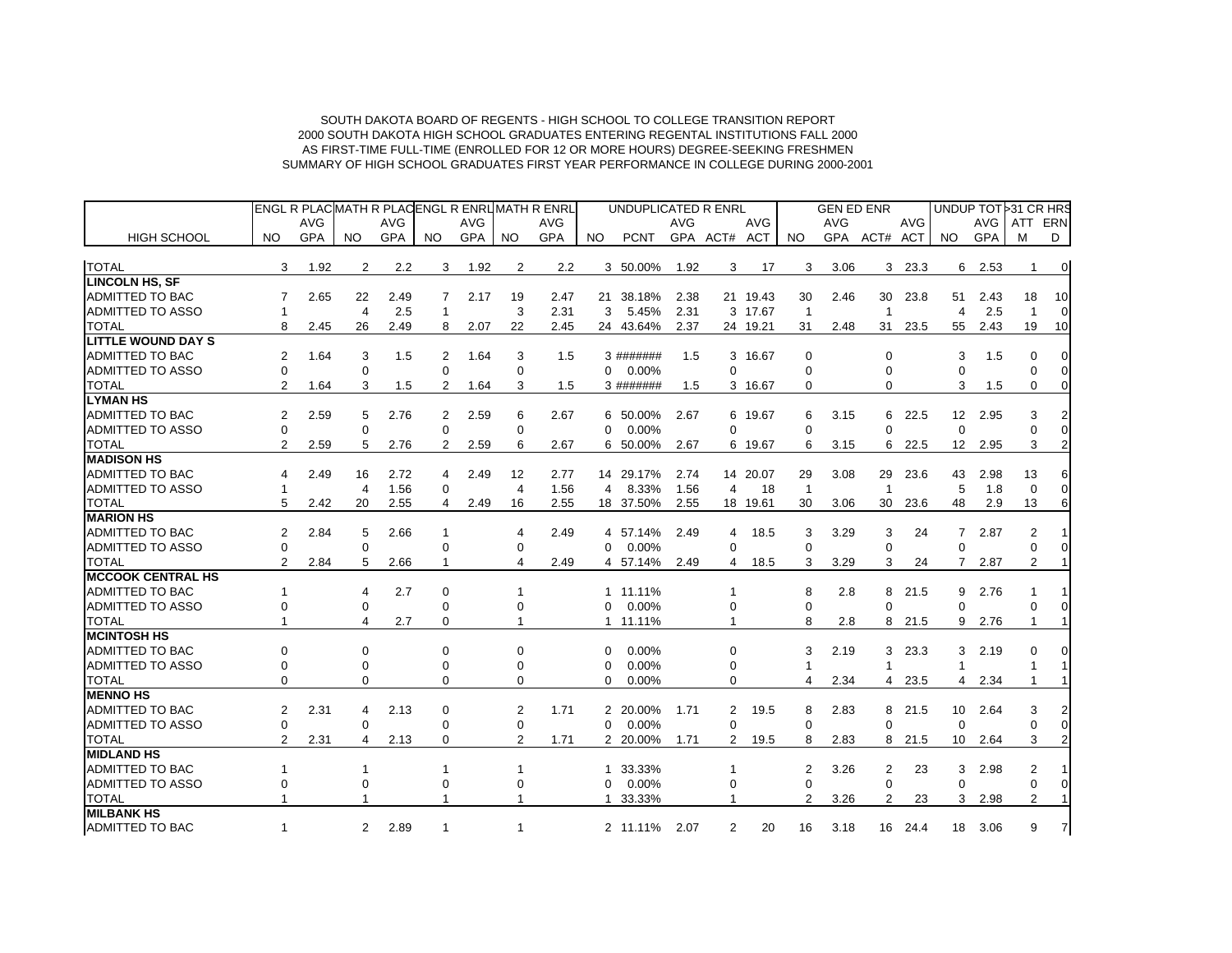SOUTH DAKOTA BOARD OF REGENTS - HIGH SCHOOL TO COLLEGE TRANSITION REPORT
2000 SOUTH DAKOTA HIGH SCHOOL GRADUATES ENTERING REGENTAL INSTITUTIONS FALL 2000
AS FIRST-TIME FULL-TIME (ENROLLED FOR 12 OR MORE HOURS) DEGREE-SEEKING FRESHMEN
SUMMARY OF HIGH SCHOOL GRADUATES FIRST YEAR PERFORMANCE IN COLLEGE DURING 2000-2001

| | ENGL R PLAC | | MATH R PLAC | | ENGL R ENRL | | MATH R ENRL | | UNDUPLICATED R ENRL | | | | | GEN ED ENR | | | | UNDUP TOT | | >31 CR HRS | |
|---|---|---|---|---|---|---|---|---|---|---|---|---|---|---|---|---|---|---|---|---|---|
| | | AVG | | AVG | | AVG | | AVG | | | AVG | | AVG | | AVG | | AVG | | AVG | ATT | ERN |
| HIGH SCHOOL | NO | GPA | NO | GPA | NO | GPA | NO | GPA | NO | PCNT | GPA | ACT# | ACT | NO | GPA | ACT# | ACT | NO | GPA | M | D |
| TOTAL | 3 | 1.92 | 2 | 2.2 | 3 | 1.92 | 2 | 2.2 | 3 | 50.00% | 1.92 | 3 | 17 | 3 | 3.06 | 3 | 23.3 | 6 | 2.53 | 1 | 0 |
| **LINCOLN HS, SF** | | | | | | | | | | | | | | | | | | | | | |
| ADMITTED TO BAC | 7 | 2.65 | 22 | 2.49 | 7 | 2.17 | 19 | 2.47 | 21 | 38.18% | 2.38 | 21 | 19.43 | 30 | 2.46 | 30 | 23.8 | 51 | 2.43 | 18 | 10 |
| ADMITTED TO ASSO | 1 | | 4 | 2.5 | 1 | | 3 | 2.31 | 3 | 5.45% | 2.31 | 3 | 17.67 | 1 | | 1 | | 4 | 2.5 | 1 | 0 |
| TOTAL | 8 | 2.45 | 26 | 2.49 | 8 | 2.07 | 22 | 2.45 | 24 | 43.64% | 2.37 | 24 | 19.21 | 31 | 2.48 | 31 | 23.5 | 55 | 2.43 | 19 | 10 |
| **LITTLE WOUND DAY S** | | | | | | | | | | | | | | | | | | | | | |
| ADMITTED TO BAC | 2 | 1.64 | 3 | 1.5 | 2 | 1.64 | 3 | 1.5 | 3 | ####### | 1.5 | 3 | 16.67 | 0 | | 0 | | 3 | 1.5 | 0 | 0 |
| ADMITTED TO ASSO | 0 | | 0 | | 0 | | 0 | | 0 | 0.00% | | 0 | | 0 | | 0 | | 0 | | 0 | 0 |
| TOTAL | 2 | 1.64 | 3 | 1.5 | 2 | 1.64 | 3 | 1.5 | 3 | ####### | 1.5 | 3 | 16.67 | 0 | | 0 | | 3 | 1.5 | 0 | 0 |
| **LYMAN HS** | | | | | | | | | | | | | | | | | | | | | |
| ADMITTED TO BAC | 2 | 2.59 | 5 | 2.76 | 2 | 2.59 | 6 | 2.67 | 6 | 50.00% | 2.67 | 6 | 19.67 | 6 | 3.15 | 6 | 22.5 | 12 | 2.95 | 3 | 2 |
| ADMITTED TO ASSO | 0 | | 0 | | 0 | | 0 | | 0 | 0.00% | | 0 | | 0 | | 0 | | 0 | | 0 | 0 |
| TOTAL | 2 | 2.59 | 5 | 2.76 | 2 | 2.59 | 6 | 2.67 | 6 | 50.00% | 2.67 | 6 | 19.67 | 6 | 3.15 | 6 | 22.5 | 12 | 2.95 | 3 | 2 |
| **MADISON HS** | | | | | | | | | | | | | | | | | | | | | |
| ADMITTED TO BAC | 4 | 2.49 | 16 | 2.72 | 4 | 2.49 | 12 | 2.77 | 14 | 29.17% | 2.74 | 14 | 20.07 | 29 | 3.08 | 29 | 23.6 | 43 | 2.98 | 13 | 6 |
| ADMITTED TO ASSO | 1 | | 4 | 1.56 | 0 | | 4 | 1.56 | 4 | 8.33% | 1.56 | 4 | 18 | 1 | | 1 | | 5 | 1.8 | 0 | 0 |
| TOTAL | 5 | 2.42 | 20 | 2.55 | 4 | 2.49 | 16 | 2.55 | 18 | 37.50% | 2.55 | 18 | 19.61 | 30 | 3.06 | 30 | 23.6 | 48 | 2.9 | 13 | 6 |
| **MARION HS** | | | | | | | | | | | | | | | | | | | | | |
| ADMITTED TO BAC | 2 | 2.84 | 5 | 2.66 | 1 | | 4 | 2.49 | 4 | 57.14% | 2.49 | 4 | 18.5 | 3 | 3.29 | 3 | 24 | 7 | 2.87 | 2 | 1 |
| ADMITTED TO ASSO | 0 | | 0 | | 0 | | 0 | | 0 | 0.00% | | 0 | | 0 | | 0 | | 0 | | 0 | 0 |
| TOTAL | 2 | 2.84 | 5 | 2.66 | 1 | | 4 | 2.49 | 4 | 57.14% | 2.49 | 4 | 18.5 | 3 | 3.29 | 3 | 24 | 7 | 2.87 | 2 | 1 |
| **MCCOOK CENTRAL HS** | | | | | | | | | | | | | | | | | | | | | |
| ADMITTED TO BAC | 1 | | 4 | 2.7 | 0 | | 1 | | 1 | 11.11% | | 1 | | 8 | 2.8 | 8 | 21.5 | 9 | 2.76 | 1 | 1 |
| ADMITTED TO ASSO | 0 | | 0 | | 0 | | 0 | | 0 | 0.00% | | 0 | | 0 | | 0 | | 0 | | 0 | 0 |
| TOTAL | 1 | | 4 | 2.7 | 0 | | 1 | | 1 | 11.11% | | 1 | | 8 | 2.8 | 8 | 21.5 | 9 | 2.76 | 1 | 1 |
| **MCINTOSH HS** | | | | | | | | | | | | | | | | | | | | | |
| ADMITTED TO BAC | 0 | | 0 | | 0 | | 0 | | 0 | 0.00% | | 0 | | 3 | 2.19 | 3 | 23.3 | 3 | 2.19 | 0 | 0 |
| ADMITTED TO ASSO | 0 | | 0 | | 0 | | 0 | | 0 | 0.00% | | 0 | | 1 | | 1 | | 1 | | 1 | 1 |
| TOTAL | 0 | | 0 | | 0 | | 0 | | 0 | 0.00% | | 0 | | 4 | 2.34 | 4 | 23.5 | 4 | 2.34 | 1 | 1 |
| **MENNO HS** | | | | | | | | | | | | | | | | | | | | | |
| ADMITTED TO BAC | 2 | 2.31 | 4 | 2.13 | 0 | | 2 | 1.71 | 2 | 20.00% | 1.71 | 2 | 19.5 | 8 | 2.83 | 8 | 21.5 | 10 | 2.64 | 3 | 2 |
| ADMITTED TO ASSO | 0 | | 0 | | 0 | | 0 | | 0 | 0.00% | | 0 | | 0 | | 0 | | 0 | | 0 | 0 |
| TOTAL | 2 | 2.31 | 4 | 2.13 | 0 | | 2 | 1.71 | 2 | 20.00% | 1.71 | 2 | 19.5 | 8 | 2.83 | 8 | 21.5 | 10 | 2.64 | 3 | 2 |
| **MIDLAND HS** | | | | | | | | | | | | | | | | | | | | | |
| ADMITTED TO BAC | 1 | | 1 | | 1 | | 1 | | 1 | 33.33% | | 1 | | 2 | 3.26 | 2 | 23 | 3 | 2.98 | 2 | 1 |
| ADMITTED TO ASSO | 0 | | 0 | | 0 | | 0 | | 0 | 0.00% | | 0 | | 0 | | 0 | | 0 | | 0 | 0 |
| TOTAL | 1 | | 1 | | 1 | | 1 | | 1 | 33.33% | | 1 | | 2 | 3.26 | 2 | 23 | 3 | 2.98 | 2 | 1 |
| **MILBANK HS** | | | | | | | | | | | | | | | | | | | | | |
| ADMITTED TO BAC | 1 | | 2 | 2.89 | 1 | | 1 | | 2 | 11.11% | 2.07 | 2 | 20 | 16 | 3.18 | 16 | 24.4 | 18 | 3.06 | 9 | 7 |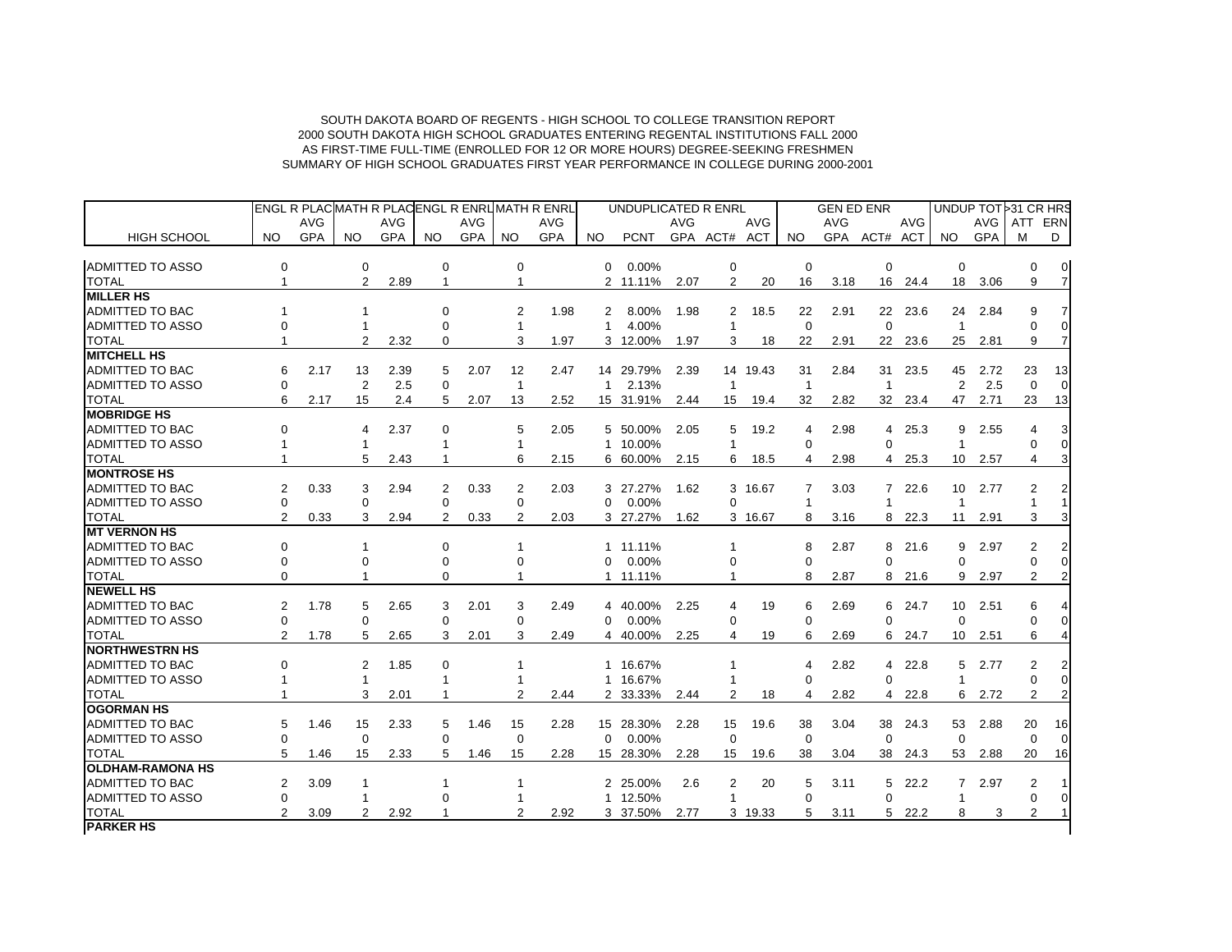SOUTH DAKOTA BOARD OF REGENTS - HIGH SCHOOL TO COLLEGE TRANSITION REPORT
2000 SOUTH DAKOTA HIGH SCHOOL GRADUATES ENTERING REGENTAL INSTITUTIONS FALL 2000
AS FIRST-TIME FULL-TIME (ENROLLED FOR 12 OR MORE HOURS) DEGREE-SEEKING FRESHMEN
SUMMARY OF HIGH SCHOOL GRADUATES FIRST YEAR PERFORMANCE IN COLLEGE DURING 2000-2001

| | ENGL R PLAC | | MATH R PLAC | | ENGL R ENRL | | MATH R ENRL | | UNDUPLICATED R ENRL | | | | | GEN ED ENR | | | | UNDUP TOT | | >31 CR HRS | |
|---|---|---|---|---|---|---|---|---|---|---|---|---|---|---|---|---|---|---|---|---|---|
| | | AVG | | AVG | | AVG | | AVG | | | AVG | | AVG | | AVG | | AVG | | AVG | ATT | ERN |
| HIGH SCHOOL | NO | GPA | NO | GPA | NO | GPA | NO | GPA | NO | PCNT | GPA | ACT# | ACT | NO | GPA | ACT# | ACT | NO | GPA | M | D |
| ADMITTED TO ASSO | 0 | | 0 | | 0 | | 0 | | 0 | 0.00% | | 0 | | 0 | | 0 | | 0 | | 0 | 0 |
| TOTAL | 1 | | 2 | 2.89 | 1 | | 1 | | 2 | 11.11% | 2.07 | 2 | 20 | 16 | 3.18 | 16 | 24.4 | 18 | 3.06 | 9 | 7 |
| **MILLER HS** | | | | | | | | | | | | | | | | | | | | | |
| ADMITTED TO BAC | 1 | | 1 | | 0 | | 2 | 1.98 | 2 | 8.00% | 1.98 | 2 | 18.5 | 22 | 2.91 | 22 | 23.6 | 24 | 2.84 | 9 | 7 |
| ADMITTED TO ASSO | 0 | | 1 | | 0 | | 1 | | 1 | 4.00% | | 1 | | 0 | | 0 | | 1 | | 0 | 0 |
| TOTAL | 1 | | 2 | 2.32 | 0 | | 3 | 1.97 | 3 | 12.00% | 1.97 | 3 | 18 | 22 | 2.91 | 22 | 23.6 | 25 | 2.81 | 9 | 7 |
| **MITCHELL HS** | | | | | | | | | | | | | | | | | | | | | |
| ADMITTED TO BAC | 6 | 2.17 | 13 | 2.39 | 5 | 2.07 | 12 | 2.47 | 14 | 29.79% | 2.39 | 14 | 19.43 | 31 | 2.84 | 31 | 23.5 | 45 | 2.72 | 23 | 13 |
| ADMITTED TO ASSO | 0 | | 2 | 2.5 | 0 | | 1 | | 1 | 2.13% | | 1 | | 1 | | 1 | | 2 | 2.5 | 0 | 0 |
| TOTAL | 6 | 2.17 | 15 | 2.4 | 5 | 2.07 | 13 | 2.52 | 15 | 31.91% | 2.44 | 15 | 19.4 | 32 | 2.82 | 32 | 23.4 | 47 | 2.71 | 23 | 13 |
| **MOBRIDGE HS** | | | | | | | | | | | | | | | | | | | | | |
| ADMITTED TO BAC | 0 | | 4 | 2.37 | 0 | | 5 | 2.05 | 5 | 50.00% | 2.05 | 5 | 19.2 | 4 | 2.98 | 4 | 25.3 | 9 | 2.55 | 4 | 3 |
| ADMITTED TO ASSO | 1 | | 1 | | 1 | | 1 | | 1 | 10.00% | | 1 | | 0 | | 0 | | 1 | | 0 | 0 |
| TOTAL | 1 | | 5 | 2.43 | 1 | | 6 | 2.15 | 6 | 60.00% | 2.15 | 6 | 18.5 | 4 | 2.98 | 4 | 25.3 | 10 | 2.57 | 4 | 3 |
| **MONTROSE HS** | | | | | | | | | | | | | | | | | | | | | |
| ADMITTED TO BAC | 2 | 0.33 | 3 | 2.94 | 2 | 0.33 | 2 | 2.03 | 3 | 27.27% | 1.62 | 3 | 16.67 | 7 | 3.03 | 7 | 22.6 | 10 | 2.77 | 2 | 2 |
| ADMITTED TO ASSO | 0 | | 0 | | 0 | | 0 | | 0 | 0.00% | | 0 | | 1 | | 1 | | 1 | | 1 | 1 |
| TOTAL | 2 | 0.33 | 3 | 2.94 | 2 | 0.33 | 2 | 2.03 | 3 | 27.27% | 1.62 | 3 | 16.67 | 8 | 3.16 | 8 | 22.3 | 11 | 2.91 | 3 | 3 |
| **MT VERNON HS** | | | | | | | | | | | | | | | | | | | | | |
| ADMITTED TO BAC | 0 | | 1 | | 0 | | 1 | | 1 | 11.11% | | 1 | | 8 | 2.87 | 8 | 21.6 | 9 | 2.97 | 2 | 2 |
| ADMITTED TO ASSO | 0 | | 0 | | 0 | | 0 | | 0 | 0.00% | | 0 | | 0 | | 0 | | 0 | | 0 | 0 |
| TOTAL | 0 | | 1 | | 0 | | 1 | | 1 | 11.11% | | 1 | | 8 | 2.87 | 8 | 21.6 | 9 | 2.97 | 2 | 2 |
| **NEWELL HS** | | | | | | | | | | | | | | | | | | | | | |
| ADMITTED TO BAC | 2 | 1.78 | 5 | 2.65 | 3 | 2.01 | 3 | 2.49 | 4 | 40.00% | 2.25 | 4 | 19 | 6 | 2.69 | 6 | 24.7 | 10 | 2.51 | 6 | 4 |
| ADMITTED TO ASSO | 0 | | 0 | | 0 | | 0 | | 0 | 0.00% | | 0 | | 0 | | 0 | | 0 | | 0 | 0 |
| TOTAL | 2 | 1.78 | 5 | 2.65 | 3 | 2.01 | 3 | 2.49 | 4 | 40.00% | 2.25 | 4 | 19 | 6 | 2.69 | 6 | 24.7 | 10 | 2.51 | 6 | 4 |
| **NORTHWESTRN HS** | | | | | | | | | | | | | | | | | | | | | |
| ADMITTED TO BAC | 0 | | 2 | 1.85 | 0 | | 1 | | 1 | 16.67% | | 1 | | 4 | 2.82 | 4 | 22.8 | 5 | 2.77 | 2 | 2 |
| ADMITTED TO ASSO | 1 | | 1 | | 1 | | 1 | | 1 | 16.67% | | 1 | | 0 | | 0 | | 1 | | 0 | 0 |
| TOTAL | 1 | | 3 | 2.01 | 1 | | 2 | 2.44 | 2 | 33.33% | 2.44 | 2 | 18 | 4 | 2.82 | 4 | 22.8 | 6 | 2.72 | 2 | 2 |
| **OGORMAN HS** | | | | | | | | | | | | | | | | | | | | | |
| ADMITTED TO BAC | 5 | 1.46 | 15 | 2.33 | 5 | 1.46 | 15 | 2.28 | 15 | 28.30% | 2.28 | 15 | 19.6 | 38 | 3.04 | 38 | 24.3 | 53 | 2.88 | 20 | 16 |
| ADMITTED TO ASSO | 0 | | 0 | | 0 | | 0 | | 0 | 0.00% | | 0 | | 0 | | 0 | | 0 | | 0 | 0 |
| TOTAL | 5 | 1.46 | 15 | 2.33 | 5 | 1.46 | 15 | 2.28 | 15 | 28.30% | 2.28 | 15 | 19.6 | 38 | 3.04 | 38 | 24.3 | 53 | 2.88 | 20 | 16 |
| **OLDHAM-RAMONA HS** | | | | | | | | | | | | | | | | | | | | | |
| ADMITTED TO BAC | 2 | 3.09 | 1 | | 1 | | 1 | | 2 | 25.00% | 2.6 | 2 | 20 | 5 | 3.11 | 5 | 22.2 | 7 | 2.97 | 2 | 1 |
| ADMITTED TO ASSO | 0 | | 1 | | 0 | | 1 | | 1 | 12.50% | | 1 | | 0 | | 0 | | 1 | | 0 | 0 |
| TOTAL | 2 | 3.09 | 2 | 2.92 | 1 | | 2 | 2.92 | 3 | 37.50% | 2.77 | 3 | 19.33 | 5 | 3.11 | 5 | 22.2 | 8 | 3 | 2 | 1 |
| **PARKER HS** | | | | | | | | | | | | | | | | | | | | | |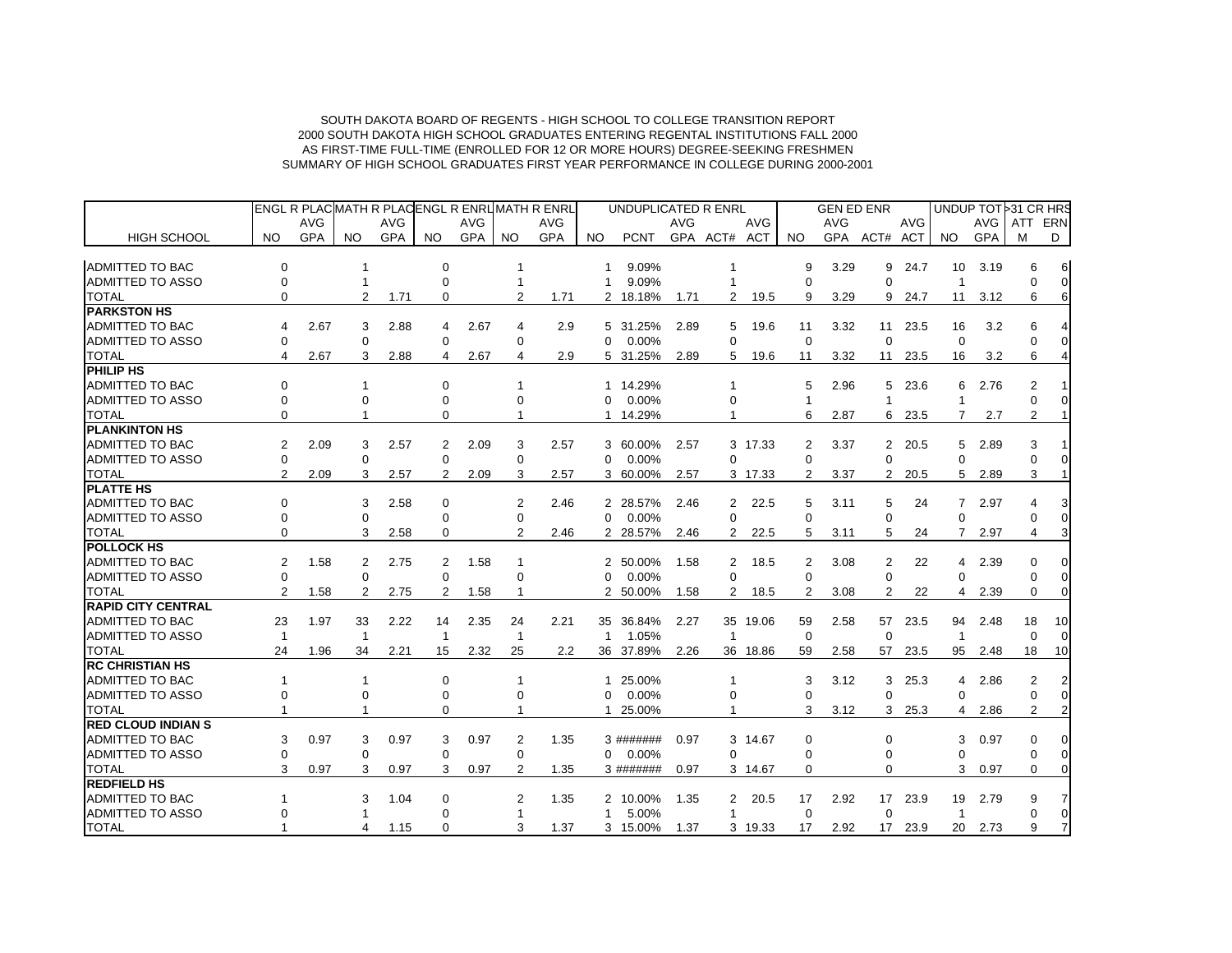SOUTH DAKOTA BOARD OF REGENTS - HIGH SCHOOL TO COLLEGE TRANSITION REPORT
2000 SOUTH DAKOTA HIGH SCHOOL GRADUATES ENTERING REGENTAL INSTITUTIONS FALL 2000
AS FIRST-TIME FULL-TIME (ENROLLED FOR 12 OR MORE HOURS) DEGREE-SEEKING FRESHMEN
SUMMARY OF HIGH SCHOOL GRADUATES FIRST YEAR PERFORMANCE IN COLLEGE DURING 2000-2001

| | ENGL R PLAC | | MATH R PLAC | | ENGL R ENRL | | MATH R ENRL | | UNDUPLICATED R ENRL | | | | | GEN ED ENR | | | | UNDUP TOT | | >31 CR HRS | |
|---|---|---|---|---|---|---|---|---|---|---|---|---|---|---|---|---|---|---|---|---|---|
| | | AVG | | AVG | | AVG | | AVG | | | AVG | | AVG | | AVG | | AVG | | AVG | ATT | ERN |
| HIGH SCHOOL | NO | GPA | NO | GPA | NO | GPA | NO | GPA | NO | PCNT | GPA | ACT# | ACT | NO | GPA | ACT# | ACT | NO | GPA | M | D |
| ADMITTED TO BAC | 0 | | 1 | | 0 | | 1 | | 1 | 9.09% | | 1 | | 9 | 3.29 | 9 | 24.7 | 10 | 3.19 | 6 | 6 |
| ADMITTED TO ASSO | 0 | | 1 | | 0 | | 1 | | 1 | 9.09% | | 1 | | 0 | | 0 | | 1 | | 0 | 0 |
| TOTAL | 0 | | 2 | 1.71 | 0 | | 2 | 1.71 | 2 | 18.18% | 1.71 | 2 | 19.5 | 9 | 3.29 | 9 | 24.7 | 11 | 3.12 | 6 | 6 |
| **PARKSTON HS** | | | | | | | | | | | | | | | | | | | | | |
| ADMITTED TO BAC | 4 | 2.67 | 3 | 2.88 | 4 | 2.67 | 4 | 2.9 | 5 | 31.25% | 2.89 | 5 | 19.6 | 11 | 3.32 | 11 | 23.5 | 16 | 3.2 | 6 | 4 |
| ADMITTED TO ASSO | 0 | | 0 | | 0 | | 0 | | 0 | 0.00% | | 0 | | 0 | | 0 | | 0 | | 0 | 0 |
| TOTAL | 4 | 2.67 | 3 | 2.88 | 4 | 2.67 | 4 | 2.9 | 5 | 31.25% | 2.89 | 5 | 19.6 | 11 | 3.32 | 11 | 23.5 | 16 | 3.2 | 6 | 4 |
| **PHILIP HS** | | | | | | | | | | | | | | | | | | | | | |
| ADMITTED TO BAC | 0 | | 1 | | 0 | | 1 | | 1 | 14.29% | | 1 | | 5 | 2.96 | 5 | 23.6 | 6 | 2.76 | 2 | 1 |
| ADMITTED TO ASSO | 0 | | 0 | | 0 | | 0 | | 0 | 0.00% | | 0 | | 1 | | 1 | | 1 | | 0 | 0 |
| TOTAL | 0 | | 1 | | 0 | | 1 | | 1 | 14.29% | | 1 | | 6 | 2.87 | 6 | 23.5 | 7 | 2.7 | 2 | 1 |
| **PLANKINTON HS** | | | | | | | | | | | | | | | | | | | | | |
| ADMITTED TO BAC | 2 | 2.09 | 3 | 2.57 | 2 | 2.09 | 3 | 2.57 | 3 | 60.00% | 2.57 | 3 | 17.33 | 2 | 3.37 | 2 | 20.5 | 5 | 2.89 | 3 | 1 |
| ADMITTED TO ASSO | 0 | | 0 | | 0 | | 0 | | 0 | 0.00% | | 0 | | 0 | | 0 | | 0 | | 0 | 0 |
| TOTAL | 2 | 2.09 | 3 | 2.57 | 2 | 2.09 | 3 | 2.57 | 3 | 60.00% | 2.57 | 3 | 17.33 | 2 | 3.37 | 2 | 20.5 | 5 | 2.89 | 3 | 1 |
| **PLATTE HS** | | | | | | | | | | | | | | | | | | | | | |
| ADMITTED TO BAC | 0 | | 3 | 2.58 | 0 | | 2 | 2.46 | 2 | 28.57% | 2.46 | 2 | 22.5 | 5 | 3.11 | 5 | 24 | 7 | 2.97 | 4 | 3 |
| ADMITTED TO ASSO | 0 | | 0 | | 0 | | 0 | | 0 | 0.00% | | 0 | | 0 | | 0 | | 0 | | 0 | 0 |
| TOTAL | 0 | | 3 | 2.58 | 0 | | 2 | 2.46 | 2 | 28.57% | 2.46 | 2 | 22.5 | 5 | 3.11 | 5 | 24 | 7 | 2.97 | 4 | 3 |
| **POLLOCK HS** | | | | | | | | | | | | | | | | | | | | | |
| ADMITTED TO BAC | 2 | 1.58 | 2 | 2.75 | 2 | 1.58 | 1 | | 2 | 50.00% | 1.58 | 2 | 18.5 | 2 | 3.08 | 2 | 22 | 4 | 2.39 | 0 | 0 |
| ADMITTED TO ASSO | 0 | | 0 | | 0 | | 0 | | 0 | 0.00% | | 0 | | 0 | | 0 | | 0 | | 0 | 0 |
| TOTAL | 2 | 1.58 | 2 | 2.75 | 2 | 1.58 | 1 | | 2 | 50.00% | 1.58 | 2 | 18.5 | 2 | 3.08 | 2 | 22 | 4 | 2.39 | 0 | 0 |
| **RAPID CITY CENTRAL** | | | | | | | | | | | | | | | | | | | | | |
| ADMITTED TO BAC | 23 | 1.97 | 33 | 2.22 | 14 | 2.35 | 24 | 2.21 | 35 | 36.84% | 2.27 | 35 | 19.06 | 59 | 2.58 | 57 | 23.5 | 94 | 2.48 | 18 | 10 |
| ADMITTED TO ASSO | 1 | | 1 | | 1 | | 1 | | 1 | 1.05% | | 1 | | 0 | | 0 | | 1 | | 0 | 0 |
| TOTAL | 24 | 1.96 | 34 | 2.21 | 15 | 2.32 | 25 | 2.2 | 36 | 37.89% | 2.26 | 36 | 18.86 | 59 | 2.58 | 57 | 23.5 | 95 | 2.48 | 18 | 10 |
| **RC CHRISTIAN HS** | | | | | | | | | | | | | | | | | | | | | |
| ADMITTED TO BAC | 1 | | 1 | | 0 | | 1 | | 1 | 25.00% | | 1 | | 3 | 3.12 | 3 | 25.3 | 4 | 2.86 | 2 | 2 |
| ADMITTED TO ASSO | 0 | | 0 | | 0 | | 0 | | 0 | 0.00% | | 0 | | 0 | | 0 | | 0 | | 0 | 0 |
| TOTAL | 1 | | 1 | | 0 | | 1 | | 1 | 25.00% | | 1 | | 3 | 3.12 | 3 | 25.3 | 4 | 2.86 | 2 | 2 |
| **RED CLOUD INDIAN S** | | | | | | | | | | | | | | | | | | | | | |
| ADMITTED TO BAC | 3 | 0.97 | 3 | 0.97 | 3 | 0.97 | 2 | 1.35 | 3 | ####### | 0.97 | 3 | 14.67 | 0 | | 0 | | 3 | 0.97 | 0 | 0 |
| ADMITTED TO ASSO | 0 | | 0 | | 0 | | 0 | | 0 | 0.00% | | 0 | | 0 | | 0 | | 0 | | 0 | 0 |
| TOTAL | 3 | 0.97 | 3 | 0.97 | 3 | 0.97 | 2 | 1.35 | 3 | ####### | 0.97 | 3 | 14.67 | 0 | | 0 | | 3 | 0.97 | 0 | 0 |
| **REDFIELD HS** | | | | | | | | | | | | | | | | | | | | | |
| ADMITTED TO BAC | 1 | | 3 | 1.04 | 0 | | 2 | 1.35 | 2 | 10.00% | 1.35 | 2 | 20.5 | 17 | 2.92 | 17 | 23.9 | 19 | 2.79 | 9 | 7 |
| ADMITTED TO ASSO | 0 | | 1 | | 0 | | 1 | | 1 | 5.00% | | 1 | | 0 | | 0 | | 1 | | 0 | 0 |
| TOTAL | 1 | | 4 | 1.15 | 0 | | 3 | 1.37 | 3 | 15.00% | 1.37 | 3 | 19.33 | 17 | 2.92 | 17 | 23.9 | 20 | 2.73 | 9 | 7 |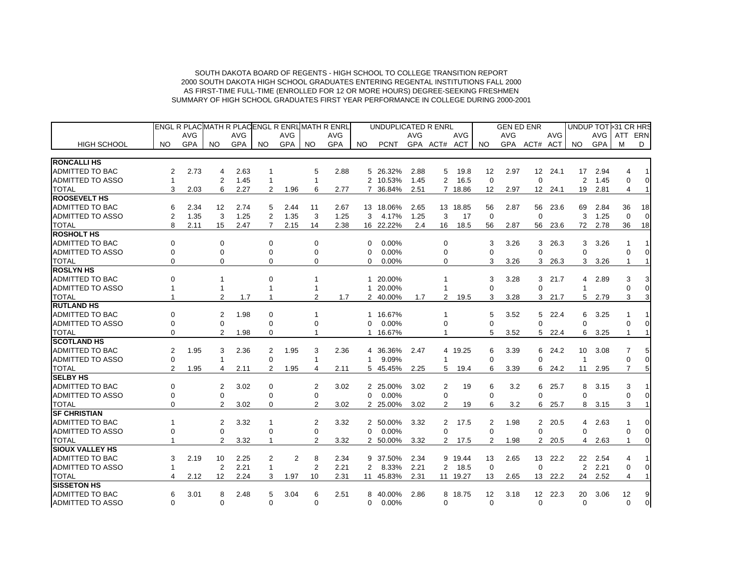SOUTH DAKOTA BOARD OF REGENTS - HIGH SCHOOL TO COLLEGE TRANSITION REPORT
2000 SOUTH DAKOTA HIGH SCHOOL GRADUATES ENTERING REGENTAL INSTITUTIONS FALL 2000
AS FIRST-TIME FULL-TIME (ENROLLED FOR 12 OR MORE HOURS) DEGREE-SEEKING FRESHMEN
SUMMARY OF HIGH SCHOOL GRADUATES FIRST YEAR PERFORMANCE IN COLLEGE DURING 2000-2001

| | ENGL R PLAC | | MATH R PLAC | | ENGL R ENRL | | MATH R ENRL | | UNDUPLICATED R ENRL | | | | | GEN ED ENR | | | | UNDUP TOT | | >31 CR HRS | |
|---|---|---|---|---|---|---|---|---|---|---|---|---|---|---|---|---|---|---|---|---|---|
| | | AVG | | AVG | | AVG | | AVG | | | AVG | | AVG | | AVG | | AVG | | AVG | ATT | ERN |
| HIGH SCHOOL | NO | GPA | NO | GPA | NO | GPA | NO | GPA | NO | PCNT | GPA | ACT# | ACT | NO | GPA | ACT# | ACT | NO | GPA | M | D |
| **RONCALLI HS** | | | | | | | | | | | | | | | | | | | | | |
| ADMITTED TO BAC | 2 | 2.73 | 4 | 2.63 | 1 | | 5 | 2.88 | 5 | 26.32% | 2.88 | 5 | 19.8 | 12 | 2.97 | 12 | 24.1 | 17 | 2.94 | 4 | 1 |
| ADMITTED TO ASSO | 1 | | 2 | 1.45 | 1 | | 1 | | 2 | 10.53% | 1.45 | 2 | 16.5 | 0 | | 0 | | 2 | 1.45 | 0 | 0 |
| TOTAL | 3 | 2.03 | 6 | 2.27 | 2 | 1.96 | 6 | 2.77 | 7 | 36.84% | 2.51 | 7 | 18.86 | 12 | 2.97 | 12 | 24.1 | 19 | 2.81 | 4 | 1 |
| **ROOSEVELT HS** | | | | | | | | | | | | | | | | | | | | | |
| ADMITTED TO BAC | 6 | 2.34 | 12 | 2.74 | 5 | 2.44 | 11 | 2.67 | 13 | 18.06% | 2.65 | 13 | 18.85 | 56 | 2.87 | 56 | 23.6 | 69 | 2.84 | 36 | 18 |
| ADMITTED TO ASSO | 2 | 1.35 | 3 | 1.25 | 2 | 1.35 | 3 | 1.25 | 3 | 4.17% | 1.25 | 3 | 17 | 0 | | 0 | | 3 | 1.25 | 0 | 0 |
| TOTAL | 8 | 2.11 | 15 | 2.47 | 7 | 2.15 | 14 | 2.38 | 16 | 22.22% | 2.4 | 16 | 18.5 | 56 | 2.87 | 56 | 23.6 | 72 | 2.78 | 36 | 18 |
| **ROSHOLT HS** | | | | | | | | | | | | | | | | | | | | | |
| ADMITTED TO BAC | 0 | | 0 | | 0 | | 0 | | 0 | 0.00% | | 0 | | 3 | 3.26 | 3 | 26.3 | 3 | 3.26 | 1 | 1 |
| ADMITTED TO ASSO | 0 | | 0 | | 0 | | 0 | | 0 | 0.00% | | 0 | | 0 | | 0 | | 0 | | 0 | 0 |
| TOTAL | 0 | | 0 | | 0 | | 0 | | 0 | 0.00% | | 0 | | 3 | 3.26 | 3 | 26.3 | 3 | 3.26 | 1 | 1 |
| **ROSLYN HS** | | | | | | | | | | | | | | | | | | | | | |
| ADMITTED TO BAC | 0 | | 1 | | 0 | | 1 | | 1 | 20.00% | | 1 | | 3 | 3.28 | 3 | 21.7 | 4 | 2.89 | 3 | 3 |
| ADMITTED TO ASSO | 1 | | 1 | | 1 | | 1 | | 1 | 20.00% | | 1 | | 0 | | 0 | | 1 | | 0 | 0 |
| TOTAL | 1 | | 2 | 1.7 | 1 | | 2 | 1.7 | 2 | 40.00% | 1.7 | 2 | 19.5 | 3 | 3.28 | 3 | 21.7 | 5 | 2.79 | 3 | 3 |
| **RUTLAND HS** | | | | | | | | | | | | | | | | | | | | | |
| ADMITTED TO BAC | 0 | | 2 | 1.98 | 0 | | 1 | | 1 | 16.67% | | 1 | | 5 | 3.52 | 5 | 22.4 | 6 | 3.25 | 1 | 1 |
| ADMITTED TO ASSO | 0 | | 0 | | 0 | | 0 | | 0 | 0.00% | | 0 | | 0 | | 0 | | 0 | | 0 | 0 |
| TOTAL | 0 | | 2 | 1.98 | 0 | | 1 | | 1 | 16.67% | | 1 | | 5 | 3.52 | 5 | 22.4 | 6 | 3.25 | 1 | 1 |
| **SCOTLAND HS** | | | | | | | | | | | | | | | | | | | | | |
| ADMITTED TO BAC | 2 | 1.95 | 3 | 2.36 | 2 | 1.95 | 3 | 2.36 | 4 | 36.36% | 2.47 | 4 | 19.25 | 6 | 3.39 | 6 | 24.2 | 10 | 3.08 | 7 | 5 |
| ADMITTED TO ASSO | 0 | | 1 | | 0 | | 1 | | 1 | 9.09% | | 1 | | 0 | | 0 | | 1 | | 0 | 0 |
| TOTAL | 2 | 1.95 | 4 | 2.11 | 2 | 1.95 | 4 | 2.11 | 5 | 45.45% | 2.25 | 5 | 19.4 | 6 | 3.39 | 6 | 24.2 | 11 | 2.95 | 7 | 5 |
| **SELBY HS** | | | | | | | | | | | | | | | | | | | | | |
| ADMITTED TO BAC | 0 | | 2 | 3.02 | 0 | | 2 | 3.02 | 2 | 25.00% | 3.02 | 2 | 19 | 6 | 3.2 | 6 | 25.7 | 8 | 3.15 | 3 | 1 |
| ADMITTED TO ASSO | 0 | | 0 | | 0 | | 0 | | 0 | 0.00% | | 0 | | 0 | | 0 | | 0 | | 0 | 0 |
| TOTAL | 0 | | 2 | 3.02 | 0 | | 2 | 3.02 | 2 | 25.00% | 3.02 | 2 | 19 | 6 | 3.2 | 6 | 25.7 | 8 | 3.15 | 3 | 1 |
| **SF CHRISTIAN** | | | | | | | | | | | | | | | | | | | | | |
| ADMITTED TO BAC | 1 | | 2 | 3.32 | 1 | | 2 | 3.32 | 2 | 50.00% | 3.32 | 2 | 17.5 | 2 | 1.98 | 2 | 20.5 | 4 | 2.63 | 1 | 0 |
| ADMITTED TO ASSO | 0 | | 0 | | 0 | | 0 | | 0 | 0.00% | | 0 | | 0 | | 0 | | 0 | | 0 | 0 |
| TOTAL | 1 | | 2 | 3.32 | 1 | | 2 | 3.32 | 2 | 50.00% | 3.32 | 2 | 17.5 | 2 | 1.98 | 2 | 20.5 | 4 | 2.63 | 1 | 0 |
| **SIOUX VALLEY HS** | | | | | | | | | | | | | | | | | | | | | |
| ADMITTED TO BAC | 3 | 2.19 | 10 | 2.25 | 2 | 2 | 8 | 2.34 | 9 | 37.50% | 2.34 | 9 | 19.44 | 13 | 2.65 | 13 | 22.2 | 22 | 2.54 | 4 | 1 |
| ADMITTED TO ASSO | 1 | | 2 | 2.21 | 1 | | 2 | 2.21 | 2 | 8.33% | 2.21 | 2 | 18.5 | 0 | | 0 | | 2 | 2.21 | 0 | 0 |
| TOTAL | 4 | 2.12 | 12 | 2.24 | 3 | 1.97 | 10 | 2.31 | 11 | 45.83% | 2.31 | 11 | 19.27 | 13 | 2.65 | 13 | 22.2 | 24 | 2.52 | 4 | 1 |
| **SISSETON HS** | | | | | | | | | | | | | | | | | | | | | |
| ADMITTED TO BAC | 6 | 3.01 | 8 | 2.48 | 5 | 3.04 | 6 | 2.51 | 8 | 40.00% | 2.86 | 8 | 18.75 | 12 | 3.18 | 12 | 22.3 | 20 | 3.06 | 12 | 9 |
| ADMITTED TO ASSO | 0 | | 0 | | 0 | | 0 | | 0 | 0.00% | | 0 | | 0 | | 0 | | 0 | | 0 | 0 |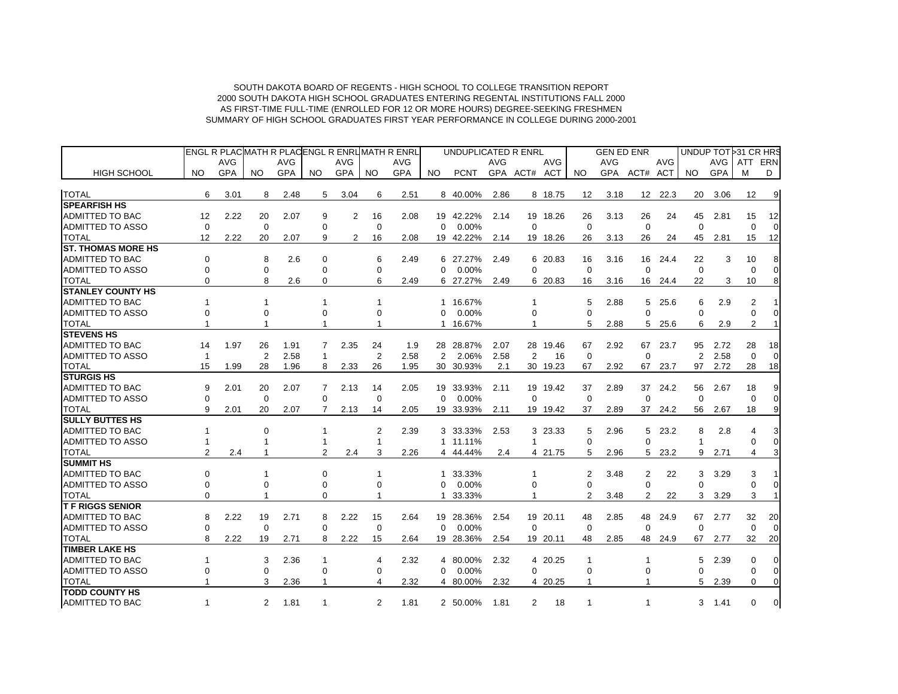SOUTH DAKOTA BOARD OF REGENTS - HIGH SCHOOL TO COLLEGE TRANSITION REPORT
2000 SOUTH DAKOTA HIGH SCHOOL GRADUATES ENTERING REGENTAL INSTITUTIONS FALL 2000
AS FIRST-TIME FULL-TIME (ENROLLED FOR 12 OR MORE HOURS) DEGREE-SEEKING FRESHMEN
SUMMARY OF HIGH SCHOOL GRADUATES FIRST YEAR PERFORMANCE IN COLLEGE DURING 2000-2001

| | ENGL R PLAC | | MATH R PLAC | | ENGL R ENRL | | MATH R ENRL | | UNDUPLICATED R ENRL | | | | | GEN ED ENR | | | | UNDUP TOT | | >31 CR HRS | |
|---|---|---|---|---|---|---|---|---|---|---|---|---|---|---|---|---|---|---|---|---|---|
| | | AVG | | AVG | | AVG | | AVG | | | AVG | | AVG | | AVG | | AVG | | AVG | ATT | ERN |
| HIGH SCHOOL | NO | GPA | NO | GPA | NO | GPA | NO | GPA | NO | PCNT | GPA | ACT# | ACT | NO | GPA | ACT# | ACT | NO | GPA | M | D |
| TOTAL | 6 | 3.01 | 8 | 2.48 | 5 | 3.04 | 6 | 2.51 | 8 | 40.00% | 2.86 | 8 | 18.75 | 12 | 3.18 | 12 | 22.3 | 20 | 3.06 | 12 | 9 |
| **SPEARFISH HS** | | | | | | | | | | | | | | | | | | | | | |
| ADMITTED TO BAC | 12 | 2.22 | 20 | 2.07 | 9 | 2 | 16 | 2.08 | 19 | 42.22% | 2.14 | 19 | 18.26 | 26 | 3.13 | 26 | 24 | 45 | 2.81 | 15 | 12 |
| ADMITTED TO ASSO | 0 | | 0 | | 0 | | 0 | | 0 | 0.00% | | 0 | | 0 | | 0 | | 0 | | 0 | 0 |
| TOTAL | 12 | 2.22 | 20 | 2.07 | 9 | 2 | 16 | 2.08 | 19 | 42.22% | 2.14 | 19 | 18.26 | 26 | 3.13 | 26 | 24 | 45 | 2.81 | 15 | 12 |
| **ST. THOMAS MORE HS** | | | | | | | | | | | | | | | | | | | | | |
| ADMITTED TO BAC | 0 | | 8 | 2.6 | 0 | | 6 | 2.49 | 6 | 27.27% | 2.49 | 6 | 20.83 | 16 | 3.16 | 16 | 24.4 | 22 | 3 | 10 | 8 |
| ADMITTED TO ASSO | 0 | | 0 | | 0 | | 0 | | 0 | 0.00% | | 0 | | 0 | | 0 | | 0 | | 0 | 0 |
| TOTAL | 0 | | 8 | 2.6 | 0 | | 6 | 2.49 | 6 | 27.27% | 2.49 | 6 | 20.83 | 16 | 3.16 | 16 | 24.4 | 22 | 3 | 10 | 8 |
| **STANLEY COUNTY HS** | | | | | | | | | | | | | | | | | | | | | |
| ADMITTED TO BAC | 1 | | 1 | | 1 | | 1 | | 1 | 16.67% | | 1 | | 5 | 2.88 | 5 | 25.6 | 6 | 2.9 | 2 | 1 |
| ADMITTED TO ASSO | 0 | | 0 | | 0 | | 0 | | 0 | 0.00% | | 0 | | 0 | | 0 | | 0 | | 0 | 0 |
| TOTAL | 1 | | 1 | | 1 | | 1 | | 1 | 16.67% | | 1 | | 5 | 2.88 | 5 | 25.6 | 6 | 2.9 | 2 | 1 |
| **STEVENS HS** | | | | | | | | | | | | | | | | | | | | | |
| ADMITTED TO BAC | 14 | 1.97 | 26 | 1.91 | 7 | 2.35 | 24 | 1.9 | 28 | 28.87% | 2.07 | 28 | 19.46 | 67 | 2.92 | 67 | 23.7 | 95 | 2.72 | 28 | 18 |
| ADMITTED TO ASSO | 1 | | 2 | 2.58 | 1 | | 2 | 2.58 | 2 | 2.06% | 2.58 | 2 | 16 | 0 | | 0 | | 2 | 2.58 | 0 | 0 |
| TOTAL | 15 | 1.99 | 28 | 1.96 | 8 | 2.33 | 26 | 1.95 | 30 | 30.93% | 2.1 | 30 | 19.23 | 67 | 2.92 | 67 | 23.7 | 97 | 2.72 | 28 | 18 |
| **STURGIS HS** | | | | | | | | | | | | | | | | | | | | | |
| ADMITTED TO BAC | 9 | 2.01 | 20 | 2.07 | 7 | 2.13 | 14 | 2.05 | 19 | 33.93% | 2.11 | 19 | 19.42 | 37 | 2.89 | 37 | 24.2 | 56 | 2.67 | 18 | 9 |
| ADMITTED TO ASSO | 0 | | 0 | | 0 | | 0 | | 0 | 0.00% | | 0 | | 0 | | 0 | | 0 | | 0 | 0 |
| TOTAL | 9 | 2.01 | 20 | 2.07 | 7 | 2.13 | 14 | 2.05 | 19 | 33.93% | 2.11 | 19 | 19.42 | 37 | 2.89 | 37 | 24.2 | 56 | 2.67 | 18 | 9 |
| **SULLY BUTTES HS** | | | | | | | | | | | | | | | | | | | | | |
| ADMITTED TO BAC | 1 | | 0 | | 1 | | 2 | 2.39 | 3 | 33.33% | 2.53 | 3 | 23.33 | 5 | 2.96 | 5 | 23.2 | 8 | 2.8 | 4 | 3 |
| ADMITTED TO ASSO | 1 | | 1 | | 1 | | 1 | | 1 | 11.11% | | 1 | | 0 | | 0 | | 1 | | 0 | 0 |
| TOTAL | 2 | 2.4 | 1 | | 2 | 2.4 | 3 | 2.26 | 4 | 44.44% | 2.4 | 4 | 21.75 | 5 | 2.96 | 5 | 23.2 | 9 | 2.71 | 4 | 3 |
| **SUMMIT HS** | | | | | | | | | | | | | | | | | | | | | |
| ADMITTED TO BAC | 0 | | 1 | | 0 | | 1 | | 1 | 33.33% | | 1 | | 2 | 3.48 | 2 | 22 | 3 | 3.29 | 3 | 1 |
| ADMITTED TO ASSO | 0 | | 0 | | 0 | | 0 | | 0 | 0.00% | | 0 | | 0 | | 0 | | 0 | | 0 | 0 |
| TOTAL | 0 | | 1 | | 0 | | 1 | | 1 | 33.33% | | 1 | | 2 | 3.48 | 2 | 22 | 3 | 3.29 | 3 | 1 |
| **T F RIGGS SENIOR** | | | | | | | | | | | | | | | | | | | | | |
| ADMITTED TO BAC | 8 | 2.22 | 19 | 2.71 | 8 | 2.22 | 15 | 2.64 | 19 | 28.36% | 2.54 | 19 | 20.11 | 48 | 2.85 | 48 | 24.9 | 67 | 2.77 | 32 | 20 |
| ADMITTED TO ASSO | 0 | | 0 | | 0 | | 0 | | 0 | 0.00% | | 0 | | 0 | | 0 | | 0 | | 0 | 0 |
| TOTAL | 8 | 2.22 | 19 | 2.71 | 8 | 2.22 | 15 | 2.64 | 19 | 28.36% | 2.54 | 19 | 20.11 | 48 | 2.85 | 48 | 24.9 | 67 | 2.77 | 32 | 20 |
| **TIMBER LAKE HS** | | | | | | | | | | | | | | | | | | | | | |
| ADMITTED TO BAC | 1 | | 3 | 2.36 | 1 | | 4 | 2.32 | 4 | 80.00% | 2.32 | 4 | 20.25 | 1 | | 1 | | 5 | 2.39 | 0 | 0 |
| ADMITTED TO ASSO | 0 | | 0 | | 0 | | 0 | | 0 | 0.00% | | 0 | | 0 | | 0 | | 0 | | 0 | 0 |
| TOTAL | 1 | | 3 | 2.36 | 1 | | 4 | 2.32 | 4 | 80.00% | 2.32 | 4 | 20.25 | 1 | | 1 | | 5 | 2.39 | 0 | 0 |
| **TODD COUNTY HS** | | | | | | | | | | | | | | | | | | | | | |
| ADMITTED TO BAC | 1 | | 2 | 1.81 | 1 | | 2 | 1.81 | 2 | 50.00% | 1.81 | 2 | 18 | 1 | | 1 | | 3 | 1.41 | 0 | 0 |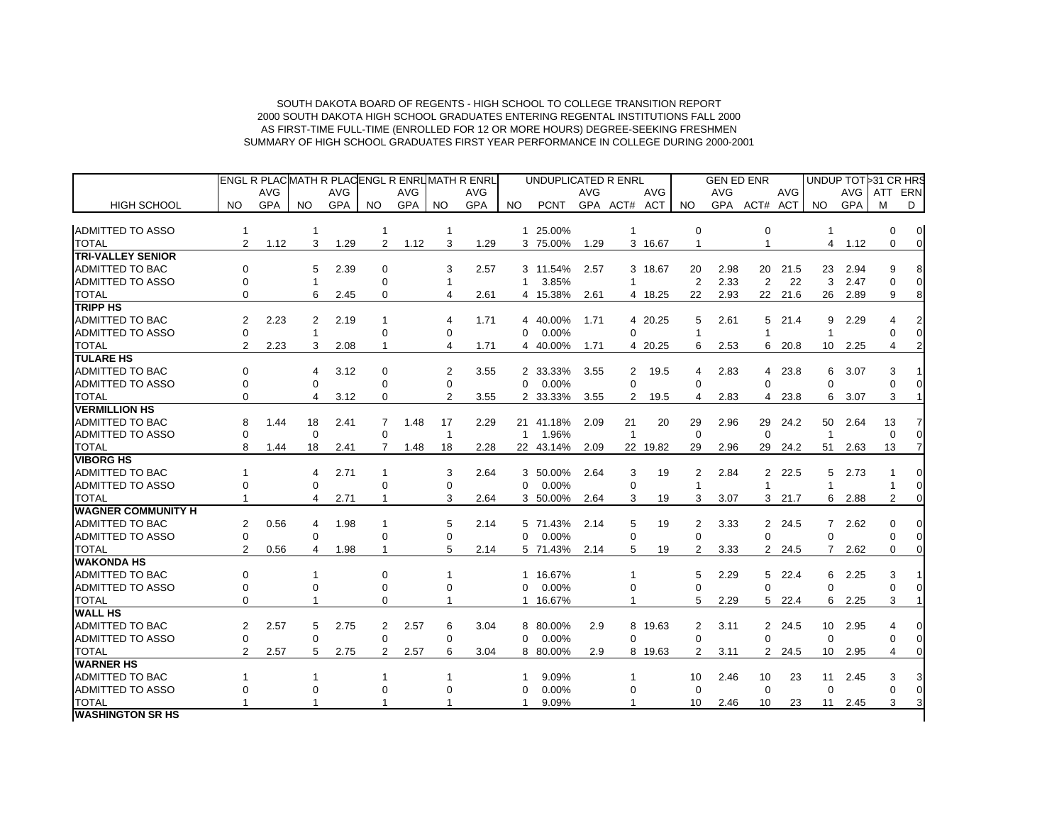SOUTH DAKOTA BOARD OF REGENTS - HIGH SCHOOL TO COLLEGE TRANSITION REPORT
2000 SOUTH DAKOTA HIGH SCHOOL GRADUATES ENTERING REGENTAL INSTITUTIONS FALL 2000
AS FIRST-TIME FULL-TIME (ENROLLED FOR 12 OR MORE HOURS) DEGREE-SEEKING FRESHMEN
SUMMARY OF HIGH SCHOOL GRADUATES FIRST YEAR PERFORMANCE IN COLLEGE DURING 2000-2001

| | ENGL R PLAC | | MATH R PLAC | | ENGL R ENRL | | MATH R ENRL | | UNDUPLICATED R ENRL | | | | | GEN ED ENR | | | | UNDUP TOT | | >31 CR HRS | |
|---|---|---|---|---|---|---|---|---|---|---|---|---|---|---|---|---|---|---|---|---|---|
| | | AVG | | AVG | | AVG | | AVG | | | AVG | | AVG | | AVG | | AVG | | AVG | ATT | ERN |
| HIGH SCHOOL | NO | GPA | NO | GPA | NO | GPA | NO | GPA | NO | PCNT | GPA | ACT# | ACT | NO | GPA | ACT# | ACT | NO | GPA | M | D |
| ADMITTED TO ASSO | 1 | | 1 | | 1 | | 1 | | 1 | 25.00% | | 1 | | 0 | | 0 | | 1 | | 0 | 0 |
| TOTAL | 2 | 1.12 | 3 | 1.29 | 2 | 1.12 | 3 | 1.29 | 3 | 75.00% | 1.29 | 3 | 16.67 | 1 | | 1 | | 4 | 1.12 | 0 | 0 |
| **TRI-VALLEY SENIOR** | | | | | | | | | | | | | | | | | | | | | |
| ADMITTED TO BAC | 0 | | 5 | 2.39 | 0 | | 3 | 2.57 | 3 | 11.54% | 2.57 | 3 | 18.67 | 20 | 2.98 | 20 | 21.5 | 23 | 2.94 | 9 | 8 |
| ADMITTED TO ASSO | 0 | | 1 | | 0 | | 1 | | 1 | 3.85% | | 1 | | 2 | 2.33 | 2 | 22 | 3 | 2.47 | 0 | 0 |
| TOTAL | 0 | | 6 | 2.45 | 0 | | 4 | 2.61 | 4 | 15.38% | 2.61 | 4 | 18.25 | 22 | 2.93 | 22 | 21.6 | 26 | 2.89 | 9 | 8 |
| **TRIPP HS** | | | | | | | | | | | | | | | | | | | | | |
| ADMITTED TO BAC | 2 | 2.23 | 2 | 2.19 | 1 | | 4 | 1.71 | 4 | 40.00% | 1.71 | 4 | 20.25 | 5 | 2.61 | 5 | 21.4 | 9 | 2.29 | 4 | 2 |
| ADMITTED TO ASSO | 0 | | 1 | | 0 | | 0 | | 0 | 0.00% | | 0 | | 1 | | 1 | | 1 | | 0 | 0 |
| TOTAL | 2 | 2.23 | 3 | 2.08 | 1 | | 4 | 1.71 | 4 | 40.00% | 1.71 | 4 | 20.25 | 6 | 2.53 | 6 | 20.8 | 10 | 2.25 | 4 | 2 |
| **TULARE HS** | | | | | | | | | | | | | | | | | | | | | |
| ADMITTED TO BAC | 0 | | 4 | 3.12 | 0 | | 2 | 3.55 | 2 | 33.33% | 3.55 | 2 | 19.5 | 4 | 2.83 | 4 | 23.8 | 6 | 3.07 | 3 | 1 |
| ADMITTED TO ASSO | 0 | | 0 | | 0 | | 0 | | 0 | 0.00% | | 0 | | 0 | | 0 | | 0 | | 0 | 0 |
| TOTAL | 0 | | 4 | 3.12 | 0 | | 2 | 3.55 | 2 | 33.33% | 3.55 | 2 | 19.5 | 4 | 2.83 | 4 | 23.8 | 6 | 3.07 | 3 | 1 |
| **VERMILLION HS** | | | | | | | | | | | | | | | | | | | | | |
| ADMITTED TO BAC | 8 | 1.44 | 18 | 2.41 | 7 | 1.48 | 17 | 2.29 | 21 | 41.18% | 2.09 | 21 | 20 | 29 | 2.96 | 29 | 24.2 | 50 | 2.64 | 13 | 7 |
| ADMITTED TO ASSO | 0 | | 0 | | 0 | | 1 | | 1 | 1.96% | | 1 | | 0 | | 0 | | 1 | | 0 | 0 |
| TOTAL | 8 | 1.44 | 18 | 2.41 | 7 | 1.48 | 18 | 2.28 | 22 | 43.14% | 2.09 | 22 | 19.82 | 29 | 2.96 | 29 | 24.2 | 51 | 2.63 | 13 | 7 |
| **VIBORG HS** | | | | | | | | | | | | | | | | | | | | | |
| ADMITTED TO BAC | 1 | | 4 | 2.71 | 1 | | 3 | 2.64 | 3 | 50.00% | 2.64 | 3 | 19 | 2 | 2.84 | 2 | 22.5 | 5 | 2.73 | 1 | 0 |
| ADMITTED TO ASSO | 0 | | 0 | | 0 | | 0 | | 0 | 0.00% | | 0 | | 1 | | 1 | | 1 | | 1 | 0 |
| TOTAL | 1 | | 4 | 2.71 | 1 | | 3 | 2.64 | 3 | 50.00% | 2.64 | 3 | 19 | 3 | 3.07 | 3 | 21.7 | 6 | 2.88 | 2 | 0 |
| **WAGNER COMMUNITY H** | | | | | | | | | | | | | | | | | | | | | |
| ADMITTED TO BAC | 2 | 0.56 | 4 | 1.98 | 1 | | 5 | 2.14 | 5 | 71.43% | 2.14 | 5 | 19 | 2 | 3.33 | 2 | 24.5 | 7 | 2.62 | 0 | 0 |
| ADMITTED TO ASSO | 0 | | 0 | | 0 | | 0 | | 0 | 0.00% | | 0 | | 0 | | 0 | | 0 | | 0 | 0 |
| TOTAL | 2 | 0.56 | 4 | 1.98 | 1 | | 5 | 2.14 | 5 | 71.43% | 2.14 | 5 | 19 | 2 | 3.33 | 2 | 24.5 | 7 | 2.62 | 0 | 0 |
| **WAKONDA HS** | | | | | | | | | | | | | | | | | | | | | |
| ADMITTED TO BAC | 0 | | 1 | | 0 | | 1 | | 1 | 16.67% | | 1 | | 5 | 2.29 | 5 | 22.4 | 6 | 2.25 | 3 | 1 |
| ADMITTED TO ASSO | 0 | | 0 | | 0 | | 0 | | 0 | 0.00% | | 0 | | 0 | | 0 | | 0 | | 0 | 0 |
| TOTAL | 0 | | 1 | | 0 | | 1 | | 1 | 16.67% | | 1 | | 5 | 2.29 | 5 | 22.4 | 6 | 2.25 | 3 | 1 |
| **WALL HS** | | | | | | | | | | | | | | | | | | | | | |
| ADMITTED TO BAC | 2 | 2.57 | 5 | 2.75 | 2 | 2.57 | 6 | 3.04 | 8 | 80.00% | 2.9 | 8 | 19.63 | 2 | 3.11 | 2 | 24.5 | 10 | 2.95 | 4 | 0 |
| ADMITTED TO ASSO | 0 | | 0 | | 0 | | 0 | | 0 | 0.00% | | 0 | | 0 | | 0 | | 0 | | 0 | 0 |
| TOTAL | 2 | 2.57 | 5 | 2.75 | 2 | 2.57 | 6 | 3.04 | 8 | 80.00% | 2.9 | 8 | 19.63 | 2 | 3.11 | 2 | 24.5 | 10 | 2.95 | 4 | 0 |
| **WARNER HS** | | | | | | | | | | | | | | | | | | | | | |
| ADMITTED TO BAC | 1 | | 1 | | 1 | | 1 | | 1 | 9.09% | | 1 | | 10 | 2.46 | 10 | 23 | 11 | 2.45 | 3 | 3 |
| ADMITTED TO ASSO | 0 | | 0 | | 0 | | 0 | | 0 | 0.00% | | 0 | | 0 | | 0 | | 0 | | 0 | 0 |
| TOTAL | 1 | | 1 | | 1 | | 1 | | 1 | 9.09% | | 1 | | 10 | 2.46 | 10 | 23 | 11 | 2.45 | 3 | 3 |
| **WASHINGTON SR HS** | | | | | | | | | | | | | | | | | | | | | |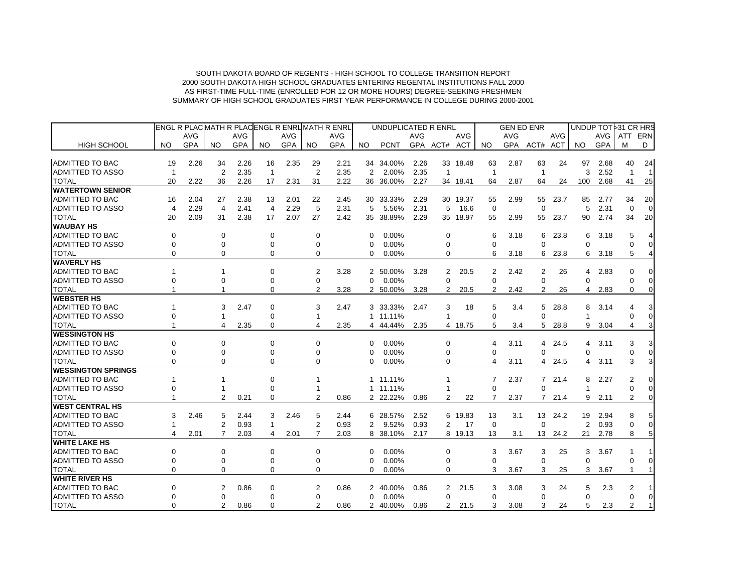SOUTH DAKOTA BOARD OF REGENTS - HIGH SCHOOL TO COLLEGE TRANSITION REPORT
2000 SOUTH DAKOTA HIGH SCHOOL GRADUATES ENTERING REGENTAL INSTITUTIONS FALL 2000
AS FIRST-TIME FULL-TIME (ENROLLED FOR 12 OR MORE HOURS) DEGREE-SEEKING FRESHMEN
SUMMARY OF HIGH SCHOOL GRADUATES FIRST YEAR PERFORMANCE IN COLLEGE DURING 2000-2001

| | ENGL R PLAC | | MATH R PLAC | | ENGL R ENRL | | MATH R ENRL | | UNDUPLICATED R ENRL | | | | | GEN ED ENR | | | | UNDUP TOT | | >31 CR HRS | |
|---|---|---|---|---|---|---|---|---|---|---|---|---|---|---|---|---|---|---|---|---|---|
| HIGH SCHOOL | NO | AVG GPA | NO | AVG GPA | NO | AVG GPA | NO | AVG GPA | NO | PCNT | AVG GPA | ACT# | AVG ACT | NO | AVG GPA | ACT# | AVG ACT | NO | AVG GPA | ATTM | ERND |
| ADMITTED TO BAC | 19 | 2.26 | 34 | 2.26 | 16 | 2.35 | 29 | 2.21 | 34 | 34.00% | 2.26 | 33 | 18.48 | 63 | 2.87 | 63 | 24 | 97 | 2.68 | 40 | 24 |
| ADMITTED TO ASSO | 1 | | 2 | 2.35 | 1 | | 2 | 2.35 | 2 | 2.00% | 2.35 | 1 | | 1 | | 1 | | 3 | 2.52 | 1 | 1 |
| TOTAL | 20 | 2.22 | 36 | 2.26 | 17 | 2.31 | 31 | 2.22 | 36 | 36.00% | 2.27 | 34 | 18.41 | 64 | 2.87 | 64 | 24 | 100 | 2.68 | 41 | 25 |
| **WATERTOWN SENIOR** | | | | | | | | | | | | | | | | | | | | | |
| ADMITTED TO BAC | 16 | 2.04 | 27 | 2.38 | 13 | 2.01 | 22 | 2.45 | 30 | 33.33% | 2.29 | 30 | 19.37 | 55 | 2.99 | 55 | 23.7 | 85 | 2.77 | 34 | 20 |
| ADMITTED TO ASSO | 4 | 2.29 | 4 | 2.41 | 4 | 2.29 | 5 | 2.31 | 5 | 5.56% | 2.31 | 5 | 16.6 | 0 | | 0 | | 5 | 2.31 | 0 | 0 |
| TOTAL | 20 | 2.09 | 31 | 2.38 | 17 | 2.07 | 27 | 2.42 | 35 | 38.89% | 2.29 | 35 | 18.97 | 55 | 2.99 | 55 | 23.7 | 90 | 2.74 | 34 | 20 |
| **WAUBAY HS** | | | | | | | | | | | | | | | | | | | | | |
| ADMITTED TO BAC | 0 | | 0 | | 0 | | 0 | | 0 | 0.00% | | 0 | | 6 | 3.18 | 6 | 23.8 | 6 | 3.18 | 5 | 4 |
| ADMITTED TO ASSO | 0 | | 0 | | 0 | | 0 | | 0 | 0.00% | | 0 | | 0 | | 0 | | 0 | | 0 | 0 |
| TOTAL | 0 | | 0 | | 0 | | 0 | | 0 | 0.00% | | 0 | | 6 | 3.18 | 6 | 23.8 | 6 | 3.18 | 5 | 4 |
| **WAVERLY HS** | | | | | | | | | | | | | | | | | | | | | |
| ADMITTED TO BAC | 1 | | 1 | | 0 | | 2 | 3.28 | 2 | 50.00% | 3.28 | 2 | 20.5 | 2 | 2.42 | 2 | 26 | 4 | 2.83 | 0 | 0 |
| ADMITTED TO ASSO | 0 | | 0 | | 0 | | 0 | | 0 | 0.00% | | 0 | | 0 | | 0 | | 0 | | 0 | 0 |
| TOTAL | 1 | | 1 | | 0 | | 2 | 3.28 | 2 | 50.00% | 3.28 | 2 | 20.5 | 2 | 2.42 | 2 | 26 | 4 | 2.83 | 0 | 0 |
| **WEBSTER HS** | | | | | | | | | | | | | | | | | | | | | |
| ADMITTED TO BAC | 1 | | 3 | 2.47 | 0 | | 3 | 2.47 | 3 | 33.33% | 2.47 | 3 | 18 | 5 | 3.4 | 5 | 28.8 | 8 | 3.14 | 4 | 3 |
| ADMITTED TO ASSO | 0 | | 1 | | 0 | | 1 | | 1 | 11.11% | | 1 | | 0 | | 0 | | 1 | | 0 | 0 |
| TOTAL | 1 | | 4 | 2.35 | 0 | | 4 | 2.35 | 4 | 44.44% | 2.35 | 4 | 18.75 | 5 | 3.4 | 5 | 28.8 | 9 | 3.04 | 4 | 3 |
| **WESSINGTON HS** | | | | | | | | | | | | | | | | | | | | | |
| ADMITTED TO BAC | 0 | | 0 | | 0 | | 0 | | 0 | 0.00% | | 0 | | 4 | 3.11 | 4 | 24.5 | 4 | 3.11 | 3 | 3 |
| ADMITTED TO ASSO | 0 | | 0 | | 0 | | 0 | | 0 | 0.00% | | 0 | | 0 | | 0 | | 0 | | 0 | 0 |
| TOTAL | 0 | | 0 | | 0 | | 0 | | 0 | 0.00% | | 0 | | 4 | 3.11 | 4 | 24.5 | 4 | 3.11 | 3 | 3 |
| **WESSINGTON SPRINGS** | | | | | | | | | | | | | | | | | | | | | |
| ADMITTED TO BAC | 1 | | 1 | | 0 | | 1 | | 1 | 11.11% | | 1 | | 7 | 2.37 | 7 | 21.4 | 8 | 2.27 | 2 | 0 |
| ADMITTED TO ASSO | 0 | | 1 | | 0 | | 1 | | 1 | 11.11% | | 1 | | 0 | | 0 | | 1 | | 0 | 0 |
| TOTAL | 1 | | 2 | 0.21 | 0 | | 2 | 0.86 | 2 | 22.22% | 0.86 | 2 | 22 | 7 | 2.37 | 7 | 21.4 | 9 | 2.11 | 2 | 0 |
| **WEST CENTRAL HS** | | | | | | | | | | | | | | | | | | | | | |
| ADMITTED TO BAC | 3 | 2.46 | 5 | 2.44 | 3 | 2.46 | 5 | 2.44 | 6 | 28.57% | 2.52 | 6 | 19.83 | 13 | 3.1 | 13 | 24.2 | 19 | 2.94 | 8 | 5 |
| ADMITTED TO ASSO | 1 | | 2 | 0.93 | 1 | | 2 | 0.93 | 2 | 9.52% | 0.93 | 2 | 17 | 0 | | 0 | | 2 | 0.93 | 0 | 0 |
| TOTAL | 4 | 2.01 | 7 | 2.03 | 4 | 2.01 | 7 | 2.03 | 8 | 38.10% | 2.17 | 8 | 19.13 | 13 | 3.1 | 13 | 24.2 | 21 | 2.78 | 8 | 5 |
| **WHITE LAKE HS** | | | | | | | | | | | | | | | | | | | | | |
| ADMITTED TO BAC | 0 | | 0 | | 0 | | 0 | | 0 | 0.00% | | 0 | | 3 | 3.67 | 3 | 25 | 3 | 3.67 | 1 | 1 |
| ADMITTED TO ASSO | 0 | | 0 | | 0 | | 0 | | 0 | 0.00% | | 0 | | 0 | | 0 | | 0 | | 0 | 0 |
| TOTAL | 0 | | 0 | | 0 | | 0 | | 0 | 0.00% | | 0 | | 3 | 3.67 | 3 | 25 | 3 | 3.67 | 1 | 1 |
| **WHITE RIVER HS** | | | | | | | | | | | | | | | | | | | | | |
| ADMITTED TO BAC | 0 | | 2 | 0.86 | 0 | | 2 | 0.86 | 2 | 40.00% | 0.86 | 2 | 21.5 | 3 | 3.08 | 3 | 24 | 5 | 2.3 | 2 | 1 |
| ADMITTED TO ASSO | 0 | | 0 | | 0 | | 0 | | 0 | 0.00% | | 0 | | 0 | | 0 | | 0 | | 0 | 0 |
| TOTAL | 0 | | 2 | 0.86 | 0 | | 2 | 0.86 | 2 | 40.00% | 0.86 | 2 | 21.5 | 3 | 3.08 | 3 | 24 | 5 | 2.3 | 2 | 1 |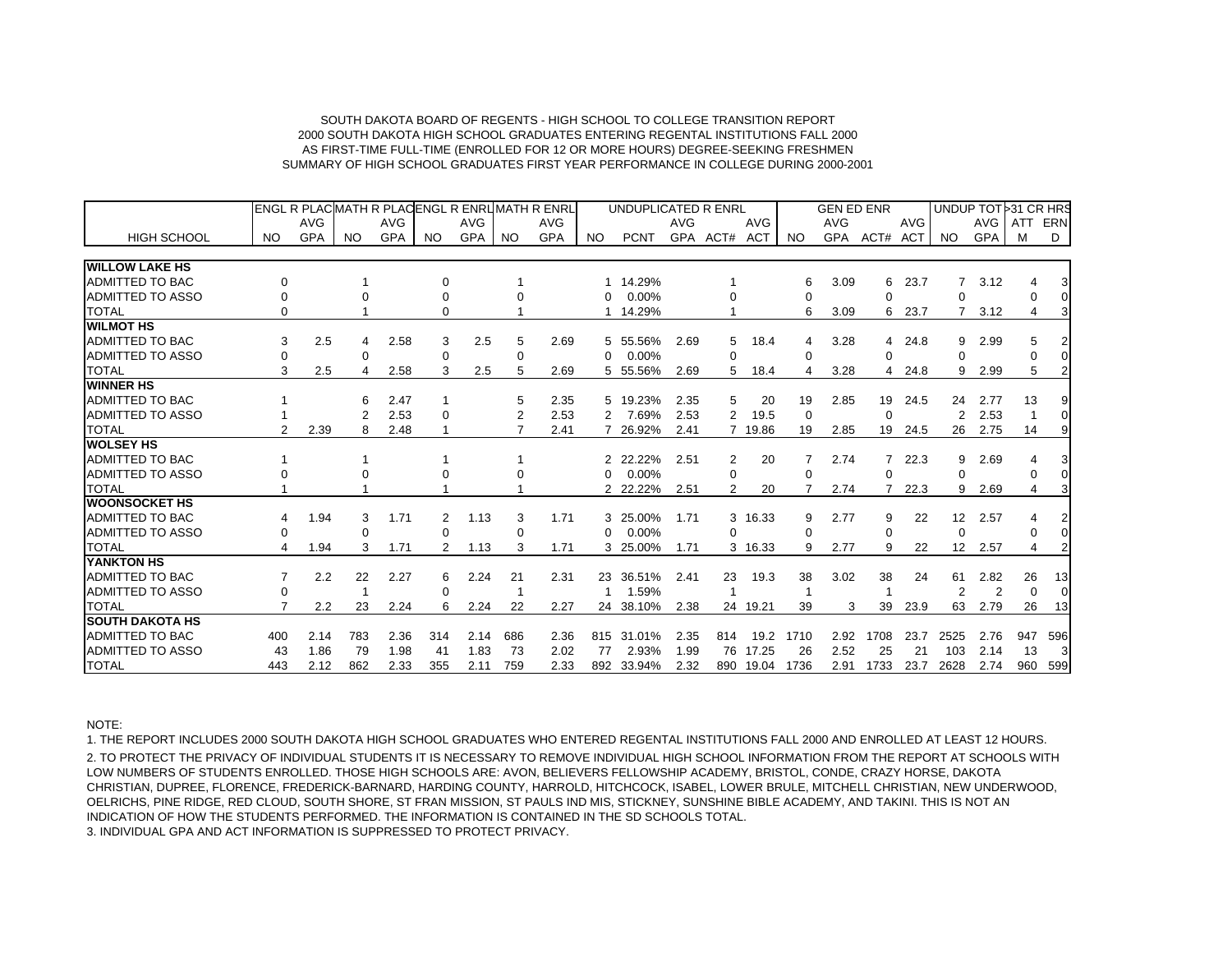SOUTH DAKOTA BOARD OF REGENTS - HIGH SCHOOL TO COLLEGE TRANSITION REPORT
2000 SOUTH DAKOTA HIGH SCHOOL GRADUATES ENTERING REGENTAL INSTITUTIONS FALL 2000
AS FIRST-TIME FULL-TIME (ENROLLED FOR 12 OR MORE HOURS) DEGREE-SEEKING FRESHMEN
SUMMARY OF HIGH SCHOOL GRADUATES FIRST YEAR PERFORMANCE IN COLLEGE DURING 2000-2001

| | ENGL R PLAC | | MATH R PLAC | | ENGL R ENRL | | MATH R ENRL | | UNDUPLICATED R ENRL | | | | | GEN ED ENR | | | | UNDUP TOT | | >31 CR HRS | |
|---|---|---|---|---|---|---|---|---|---|---|---|---|---|---|---|---|---|---|---|---|---|
| | | AVG | | AVG | | AVG | | AVG | | | AVG | | AVG | | AVG | | AVG | | AVG | ATT | ERN |
| HIGH SCHOOL | NO | GPA | NO | GPA | NO | GPA | NO | GPA | NO | PCNT | GPA | ACT# | ACT | NO | GPA | ACT# | ACT | NO | GPA | M | D |
| **WILLOW LAKE HS** | | | | | | | | | | | | | | | | | | | | | |
| ADMITTED TO BAC | 0 | | 1 | | 0 | | 1 | | 1 | 14.29% | | 1 | | 6 | 3.09 | 6 | 23.7 | 7 | 3.12 | 4 | 3 |
| ADMITTED TO ASSO | 0 | | 0 | | 0 | | 0 | | 0 | 0.00% | | 0 | | 0 | | 0 | | 0 | | 0 | 0 |
| TOTAL | 0 | | 1 | | 0 | | 1 | | 1 | 14.29% | | 1 | | 6 | 3.09 | 6 | 23.7 | 7 | 3.12 | 4 | 3 |
| **WILMOT HS** | | | | | | | | | | | | | | | | | | | | | |
| ADMITTED TO BAC | 3 | 2.5 | 4 | 2.58 | 3 | 2.5 | 5 | 2.69 | 5 | 55.56% | 2.69 | 5 | 18.4 | 4 | 3.28 | 4 | 24.8 | 9 | 2.99 | 5 | 2 |
| ADMITTED TO ASSO | 0 | | 0 | | 0 | | 0 | | 0 | 0.00% | | 0 | | 0 | | 0 | | 0 | | 0 | 0 |
| TOTAL | 3 | 2.5 | 4 | 2.58 | 3 | 2.5 | 5 | 2.69 | 5 | 55.56% | 2.69 | 5 | 18.4 | 4 | 3.28 | 4 | 24.8 | 9 | 2.99 | 5 | 2 |
| **WINNER HS** | | | | | | | | | | | | | | | | | | | | | |
| ADMITTED TO BAC | 1 | | 6 | 2.47 | 1 | | 5 | 2.35 | 5 | 19.23% | 2.35 | 5 | 20 | 19 | 2.85 | 19 | 24.5 | 24 | 2.77 | 13 | 9 |
| ADMITTED TO ASSO | 1 | | 2 | 2.53 | 0 | | 2 | 2.53 | 2 | 7.69% | 2.53 | 2 | 19.5 | 0 | | 0 | | 2 | 2.53 | 1 | 0 |
| TOTAL | 2 | 2.39 | 8 | 2.48 | 1 | | 7 | 2.41 | 7 | 26.92% | 2.41 | 7 | 19.86 | 19 | 2.85 | 19 | 24.5 | 26 | 2.75 | 14 | 9 |
| **WOLSEY HS** | | | | | | | | | | | | | | | | | | | | | |
| ADMITTED TO BAC | 1 | | 1 | | 1 | | 1 | | 2 | 22.22% | 2.51 | 2 | 20 | 7 | 2.74 | 7 | 22.3 | 9 | 2.69 | 4 | 3 |
| ADMITTED TO ASSO | 0 | | 0 | | 0 | | 0 | | 0 | 0.00% | | 0 | | 0 | | 0 | | 0 | | 0 | 0 |
| TOTAL | 1 | | 1 | | 1 | | 1 | | 2 | 22.22% | 2.51 | 2 | 20 | 7 | 2.74 | 7 | 22.3 | 9 | 2.69 | 4 | 3 |
| **WOONSOCKET HS** | | | | | | | | | | | | | | | | | | | | | |
| ADMITTED TO BAC | 4 | 1.94 | 3 | 1.71 | 2 | 1.13 | 3 | 1.71 | 3 | 25.00% | 1.71 | 3 | 16.33 | 9 | 2.77 | 9 | 22 | 12 | 2.57 | 4 | 2 |
| ADMITTED TO ASSO | 0 | | 0 | | 0 | | 0 | | 0 | 0.00% | | 0 | | 0 | | 0 | | 0 | | 0 | 0 |
| TOTAL | 4 | 1.94 | 3 | 1.71 | 2 | 1.13 | 3 | 1.71 | 3 | 25.00% | 1.71 | 3 | 16.33 | 9 | 2.77 | 9 | 22 | 12 | 2.57 | 4 | 2 |
| **YANKTON HS** | | | | | | | | | | | | | | | | | | | | | |
| ADMITTED TO BAC | 7 | 2.2 | 22 | 2.27 | 6 | 2.24 | 21 | 2.31 | 23 | 36.51% | 2.41 | 23 | 19.3 | 38 | 3.02 | 38 | 24 | 61 | 2.82 | 26 | 13 |
| ADMITTED TO ASSO | 0 | | 1 | | 0 | | 1 | | 1 | 1.59% | | 1 | | 1 | | 1 | | 2 | 2 | 0 | 0 |
| TOTAL | 7 | 2.2 | 23 | 2.24 | 6 | 2.24 | 22 | 2.27 | 24 | 38.10% | 2.38 | 24 | 19.21 | 39 | 3 | 39 | 23.9 | 63 | 2.79 | 26 | 13 |
| **SOUTH DAKOTA HS** | | | | | | | | | | | | | | | | | | | | | |
| ADMITTED TO BAC | 400 | 2.14 | 783 | 2.36 | 314 | 2.14 | 686 | 2.36 | 815 | 31.01% | 2.35 | 814 | 19.2 | 1710 | 2.92 | 1708 | 23.7 | 2525 | 2.76 | 947 | 596 |
| ADMITTED TO ASSO | 43 | 1.86 | 79 | 1.98 | 41 | 1.83 | 73 | 2.02 | 77 | 2.93% | 1.99 | 76 | 17.25 | 26 | 2.52 | 25 | 21 | 103 | 2.14 | 13 | 3 |
| TOTAL | 443 | 2.12 | 862 | 2.33 | 355 | 2.11 | 759 | 2.33 | 892 | 33.94% | 2.32 | 890 | 19.04 | 1736 | 2.91 | 1733 | 23.7 | 2628 | 2.74 | 960 | 599 |

NOTE:

1. THE REPORT INCLUDES 2000 SOUTH DAKOTA HIGH SCHOOL GRADUATES WHO ENTERED REGENTAL INSTITUTIONS FALL 2000 AND ENROLLED AT LEAST 12 HOURS.
2. TO PROTECT THE PRIVACY OF INDIVIDUAL STUDENTS IT IS NECESSARY TO REMOVE INDIVIDUAL HIGH SCHOOL INFORMATION FROM THE REPORT AT SCHOOLS WITH LOW NUMBERS OF STUDENTS ENROLLED. THOSE HIGH SCHOOLS ARE: AVON, BELIEVERS FELLOWSHIP ACADEMY, BRISTOL, CONDE, CRAZY HORSE, DAKOTA CHRISTIAN, DUPREE, FLORENCE, FREDERICK-BARNARD, HARDING COUNTY, HARROLD, HITCHCOCK, ISABEL, LOWER BRULE, MITCHELL CHRISTIAN, NEW UNDERWOOD, OELRICHS, PINE RIDGE, RED CLOUD, SOUTH SHORE, ST FRAN MISSION, ST PAULS IND MIS, STICKNEY, SUNSHINE BIBLE ACADEMY, AND TAKINI. THIS IS NOT AN INDICATION OF HOW THE STUDENTS PERFORMED. THE INFORMATION IS CONTAINED IN THE SD SCHOOLS TOTAL.
3. INDIVIDUAL GPA AND ACT INFORMATION IS SUPPRESSED TO PROTECT PRIVACY.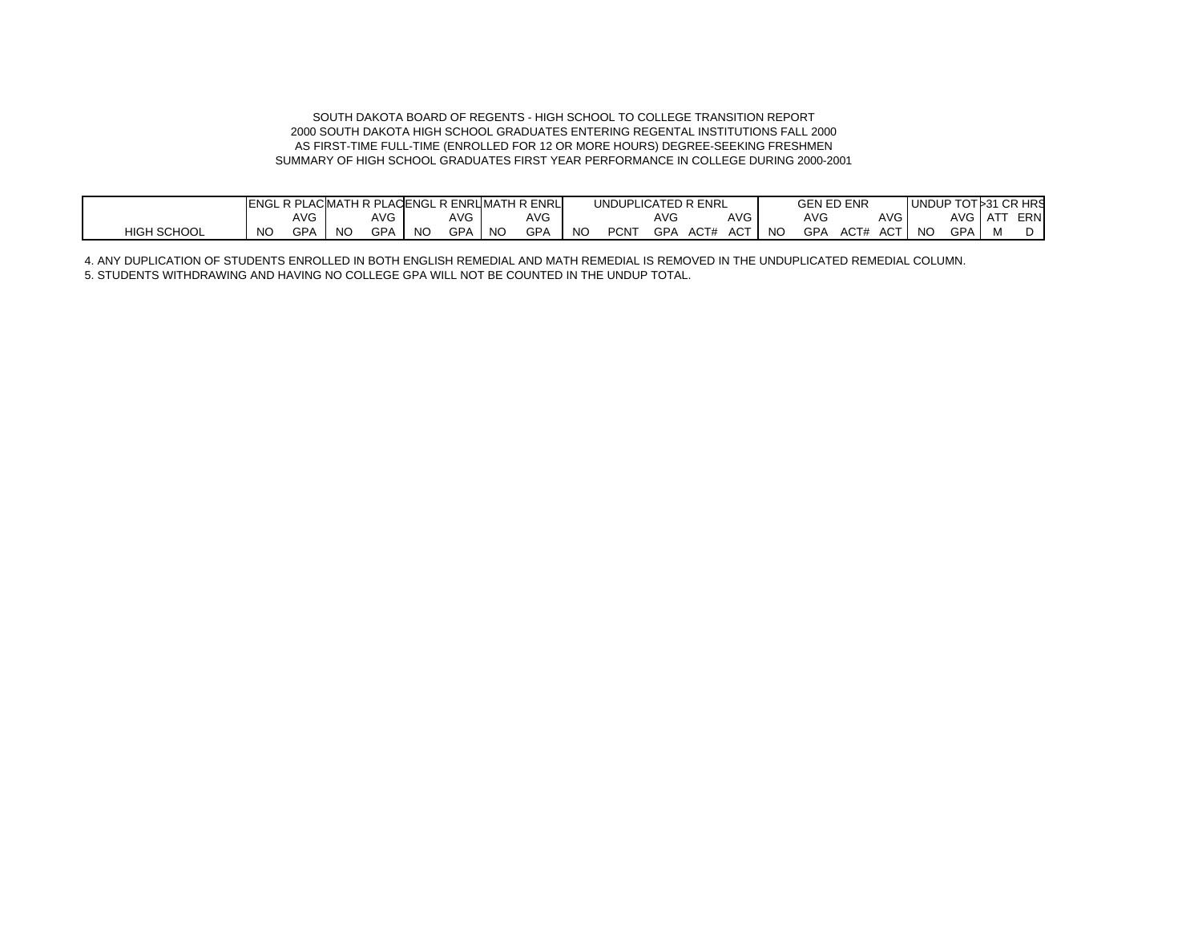SOUTH DAKOTA BOARD OF REGENTS - HIGH SCHOOL TO COLLEGE TRANSITION REPORT
2000 SOUTH DAKOTA HIGH SCHOOL GRADUATES ENTERING REGENTAL INSTITUTIONS FALL 2000
AS FIRST-TIME FULL-TIME (ENROLLED FOR 12 OR MORE HOURS) DEGREE-SEEKING FRESHMEN
SUMMARY OF HIGH SCHOOL GRADUATES FIRST YEAR PERFORMANCE IN COLLEGE DURING 2000-2001

| | ENGL R PLAC | | MATH R PLAC | | ENGL R ENRL | | MATH R ENRL | | UNDUPLICATED R ENRL | | | | | GEN ED ENR | | | | UNDUP TOT | | >31 CR HRS | |
|---|---|---|---|---|---|---|---|---|---|---|---|---|---|---|---|---|---|---|---|---|---|
| | | AVG | | AVG | | AVG | | AVG | | | AVG | | AVG | | AVG | | AVG | | AVG | ATT | ERN |
| HIGH SCHOOL | NO | GPA | NO | GPA | NO | GPA | NO | GPA | NO | PCNT | GPA | ACT# | ACT | NO | GPA | ACT# | ACT | NO | GPA | M | D |

4. ANY DUPLICATION OF STUDENTS ENROLLED IN BOTH ENGLISH REMEDIAL AND MATH REMEDIAL IS REMOVED IN THE UNDUPLICATED REMEDIAL COLUMN.
5. STUDENTS WITHDRAWING AND HAVING NO COLLEGE GPA WILL NOT BE COUNTED IN THE UNDUP TOTAL.